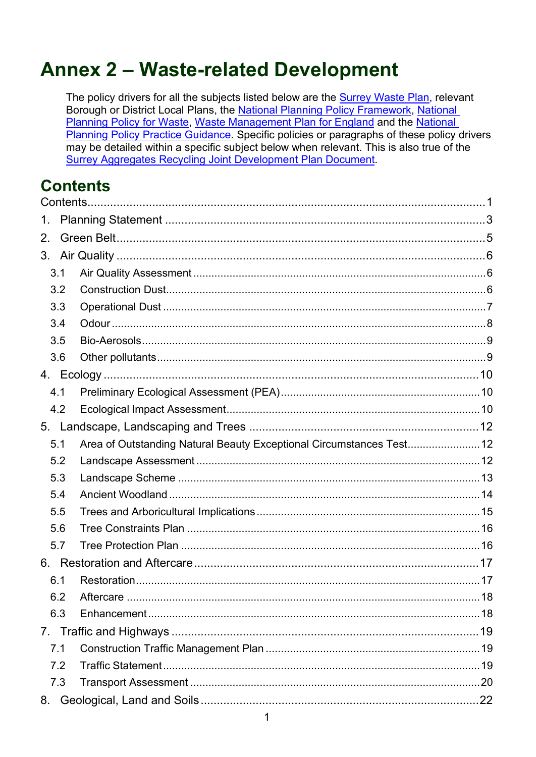# Annex 2 – Waste-related Development

The policy drivers for all the subjects listed below are the Surrey Waste Plan, relevant Borough or District Local Plans, the National Planning Policy Framework, National Planning Policy for Waste, Waste Management Plan for England and the National Planning Policy Practice Guidance. Specific policies or paragraphs of these policy drivers may be detailed within a specific subject below when relevant. This is also true of the Surrey Aggregates Recycling Joint Development Plan Document.

## Contents

Contents........................................................................................................................1

1. Planning Statement ....................................................................................3
2. Green Belt....................................................................................................5
3. Air Quality ....................................................................................................6
   - 3.1 Air Quality Assessment ........................................................................6
   - 3.2 Construction Dust.................................................................................6
   - 3.3 Operational Dust ..................................................................................7
   - 3.4 Odour ...................................................................................................8
   - 3.5 Bio-Aerosols..........................................................................................9
   - 3.6 Other pollutants.....................................................................................9
4. Ecology .....................................................................................................10
   - 4.1 Preliminary Ecological Assessment (PEA)..........................................10
   - 4.2 Ecological Impact Assessment............................................................10
5. Landscape, Landscaping and Trees ........................................................12
   - 5.1 Area of Outstanding Natural Beauty Exceptional Circumstances Test........12
   - 5.2 Landscape Assessment .....................................................................12
   - 5.3 Landscape Scheme ...........................................................................13
   - 5.4 Ancient Woodland ..............................................................................14
   - 5.5 Trees and Arboricultural Implications..................................................15
   - 5.6 Tree Constraints Plan ........................................................................16
   - 5.7 Tree Protection Plan ..........................................................................16
6. Restoration and Aftercare.........................................................................17
   - 6.1 Restoration.........................................................................................17
   - 6.2 Aftercare ............................................................................................18
   - 6.3 Enhancement.....................................................................................18
7. Traffic and Highways ................................................................................19
   - 7.1 Construction Traffic Management Plan ..............................................19
   - 7.2 Traffic Statement................................................................................19
   - 7.3 Transport Assessment .......................................................................20
8. Geological, Land and Soils.......................................................................22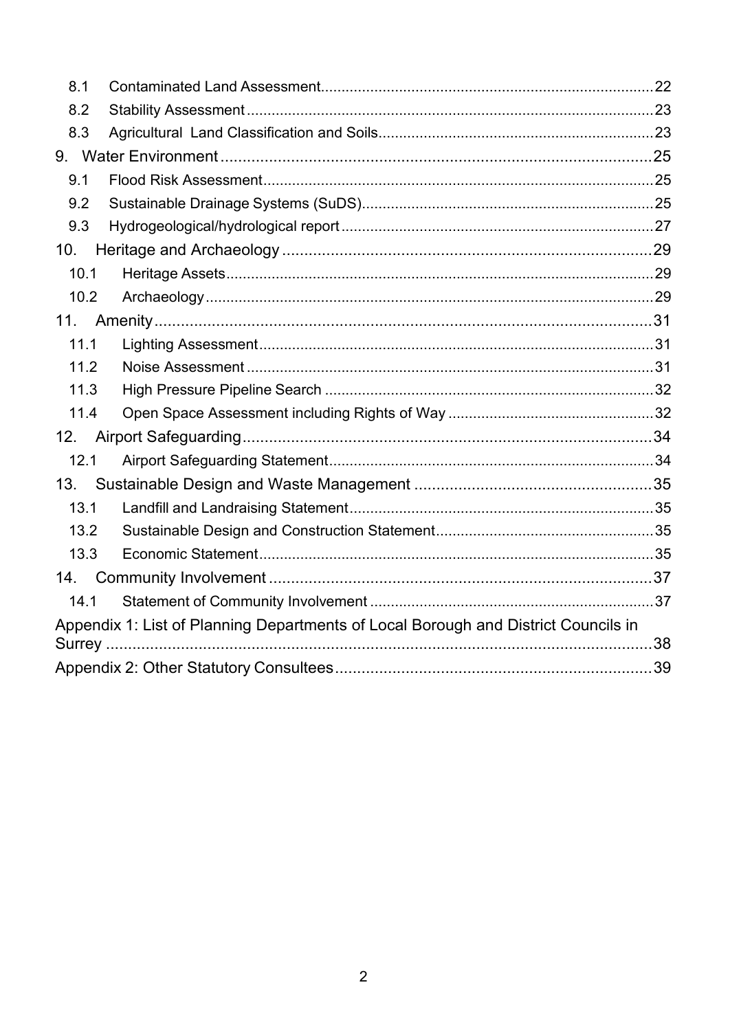8.1 Contaminated Land Assessment ... 22
8.2 Stability Assessment ... 23
8.3 Agricultural Land Classification and Soils ... 23

9. Water Environment ... 25
9.1 Flood Risk Assessment ... 25
9.2 Sustainable Drainage Systems (SuDS) ... 25
9.3 Hydrogeological/hydrological report ... 27

10. Heritage and Archaeology ... 29
10.1 Heritage Assets ... 29
10.2 Archaeology ... 29

11. Amenity ... 31
11.1 Lighting Assessment ... 31
11.2 Noise Assessment ... 31
11.3 High Pressure Pipeline Search ... 32
11.4 Open Space Assessment including Rights of Way ... 32

12. Airport Safeguarding ... 34
12.1 Airport Safeguarding Statement ... 34

13. Sustainable Design and Waste Management ... 35
13.1 Landfill and Landraising Statement ... 35
13.2 Sustainable Design and Construction Statement ... 35
13.3 Economic Statement ... 35

14. Community Involvement ... 37
14.1 Statement of Community Involvement ... 37

Appendix 1: List of Planning Departments of Local Borough and District Councils in Surrey ... 38

Appendix 2: Other Statutory Consultees ... 39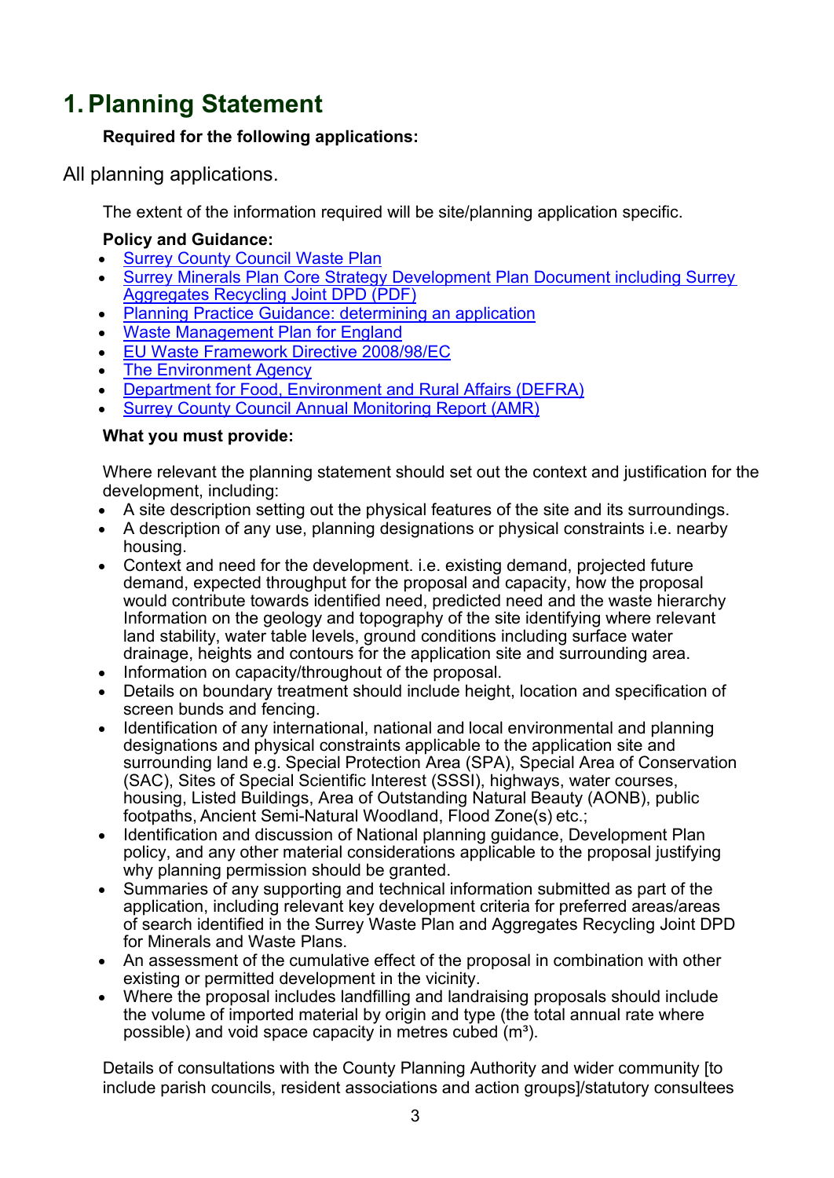# 1. Planning Statement

**Required for the following applications:**

All planning applications.

The extent of the information required will be site/planning application specific.

**Policy and Guidance:**

- Surrey County Council Waste Plan
- Surrey Minerals Plan Core Strategy Development Plan Document including Surrey Aggregates Recycling Joint DPD (PDF)
- Planning Practice Guidance: determining an application
- Waste Management Plan for England
- EU Waste Framework Directive 2008/98/EC
- The Environment Agency
- Department for Food, Environment and Rural Affairs (DEFRA)
- Surrey County Council Annual Monitoring Report (AMR)

**What you must provide:**

Where relevant the planning statement should set out the context and justification for the development, including:

- A site description setting out the physical features of the site and its surroundings.
- A description of any use, planning designations or physical constraints i.e. nearby housing.
- Context and need for the development. i.e. existing demand, projected future demand, expected throughput for the proposal and capacity, how the proposal would contribute towards identified need, predicted need and the waste hierarchy Information on the geology and topography of the site identifying where relevant land stability, water table levels, ground conditions including surface water drainage, heights and contours for the application site and surrounding area.
- Information on capacity/throughout of the proposal.
- Details on boundary treatment should include height, location and specification of screen bunds and fencing.
- Identification of any international, national and local environmental and planning designations and physical constraints applicable to the application site and surrounding land e.g. Special Protection Area (SPA), Special Area of Conservation (SAC), Sites of Special Scientific Interest (SSSI), highways, water courses, housing, Listed Buildings, Area of Outstanding Natural Beauty (AONB), public footpaths, Ancient Semi-Natural Woodland, Flood Zone(s) etc.;
- Identification and discussion of National planning guidance, Development Plan policy, and any other material considerations applicable to the proposal justifying why planning permission should be granted.
- Summaries of any supporting and technical information submitted as part of the application, including relevant key development criteria for preferred areas/areas of search identified in the Surrey Waste Plan and Aggregates Recycling Joint DPD for Minerals and Waste Plans.
- An assessment of the cumulative effect of the proposal in combination with other existing or permitted development in the vicinity.
- Where the proposal includes landfilling and landraising proposals should include the volume of imported material by origin and type (the total annual rate where possible) and void space capacity in metres cubed ($m^3$).

Details of consultations with the County Planning Authority and wider community [to include parish councils, resident associations and action groups]/statutory consultees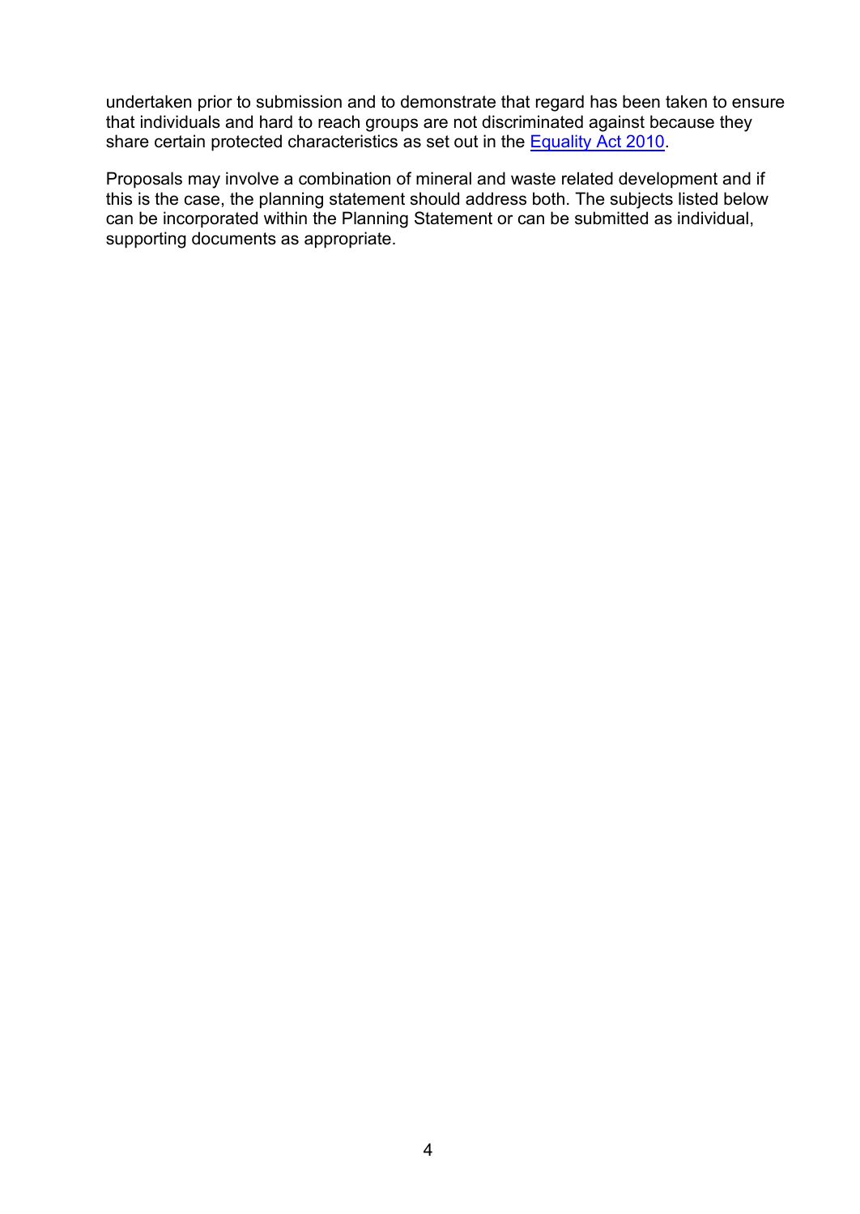undertaken prior to submission and to demonstrate that regard has been taken to ensure that individuals and hard to reach groups are not discriminated against because they share certain protected characteristics as set out in the [Equality Act 2010](#).

Proposals may involve a combination of mineral and waste related development and if this is the case, the planning statement should address both. The subjects listed below can be incorporated within the Planning Statement or can be submitted as individual, supporting documents as appropriate.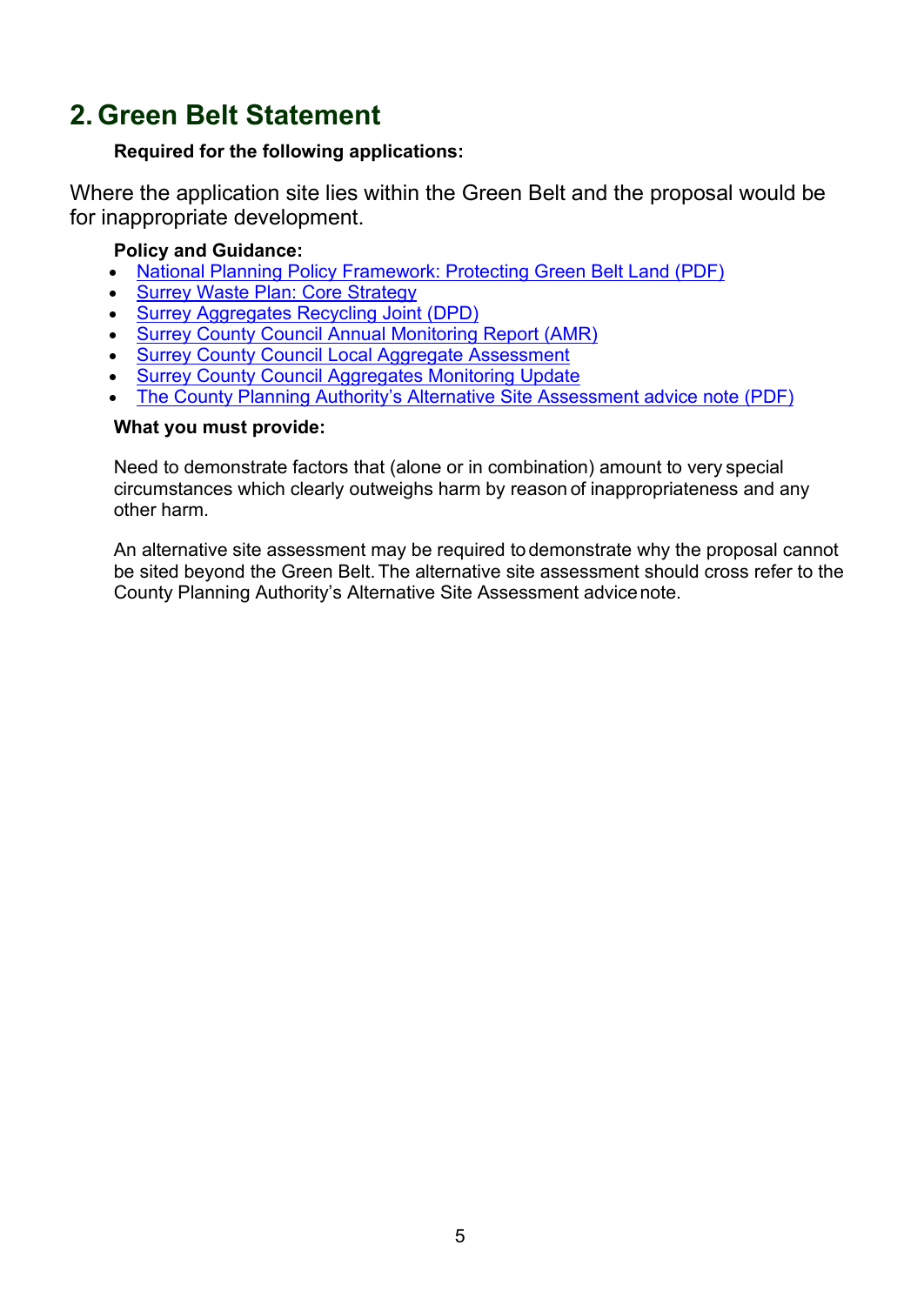## 2. Green Belt Statement

**Required for the following applications:**

Where the application site lies within the Green Belt and the proposal would be for inappropriate development.

**Policy and Guidance:**

- National Planning Policy Framework: Protecting Green Belt Land (PDF)
- Surrey Waste Plan: Core Strategy
- Surrey Aggregates Recycling Joint (DPD)
- Surrey County Council Annual Monitoring Report (AMR)
- Surrey County Council Local Aggregate Assessment
- Surrey County Council Aggregates Monitoring Update
- The County Planning Authority's Alternative Site Assessment advice note (PDF)

**What you must provide:**

Need to demonstrate factors that (alone or in combination) amount to very special circumstances which clearly outweighs harm by reason of inappropriateness and any other harm.

An alternative site assessment may be required to demonstrate why the proposal cannot be sited beyond the Green Belt. The alternative site assessment should cross refer to the County Planning Authority's Alternative Site Assessment advice note.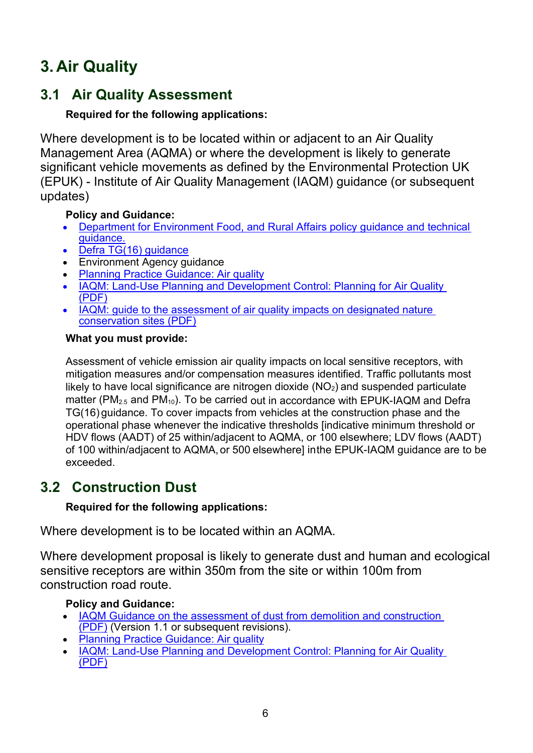# 3. Air Quality

## 3.1 Air Quality Assessment

**Required for the following applications:**

Where development is to be located within or adjacent to an Air Quality Management Area (AQMA) or where the development is likely to generate significant vehicle movements as defined by the Environmental Protection UK (EPUK) - Institute of Air Quality Management (IAQM) guidance (or subsequent updates)

**Policy and Guidance:**

- Department for Environment Food, and Rural Affairs policy guidance and technical guidance.
- Defra TG(16) guidance
- Environment Agency guidance
- Planning Practice Guidance: Air quality
- IAQM: Land-Use Planning and Development Control: Planning for Air Quality (PDF)
- IAQM: guide to the assessment of air quality impacts on designated nature conservation sites (PDF)

**What you must provide:**

Assessment of vehicle emission air quality impacts on local sensitive receptors, with mitigation measures and/or compensation measures identified. Traffic pollutants most likely to have local significance are nitrogen dioxide ($NO_2$) and suspended particulate matter ($PM_{2.5}$ and $PM_{10}$). To be carried out in accordance with EPUK-IAQM and Defra TG(16) guidance. To cover impacts from vehicles at the construction phase and the operational phase whenever the indicative thresholds [indicative minimum threshold or HDV flows (AADT) of 25 within/adjacent to AQMA, or 100 elsewhere; LDV flows (AADT) of 100 within/adjacent to AQMA, or 500 elsewhere] in the EPUK-IAQM guidance are to be exceeded.

## 3.2 Construction Dust

**Required for the following applications:**

Where development is to be located within an AQMA.

Where development proposal is likely to generate dust and human and ecological sensitive receptors are within 350m from the site or within 100m from construction road route.

**Policy and Guidance:**

- IAQM Guidance on the assessment of dust from demolition and construction (PDF) (Version 1.1 or subsequent revisions).
- Planning Practice Guidance: Air quality
- IAQM: Land-Use Planning and Development Control: Planning for Air Quality (PDF)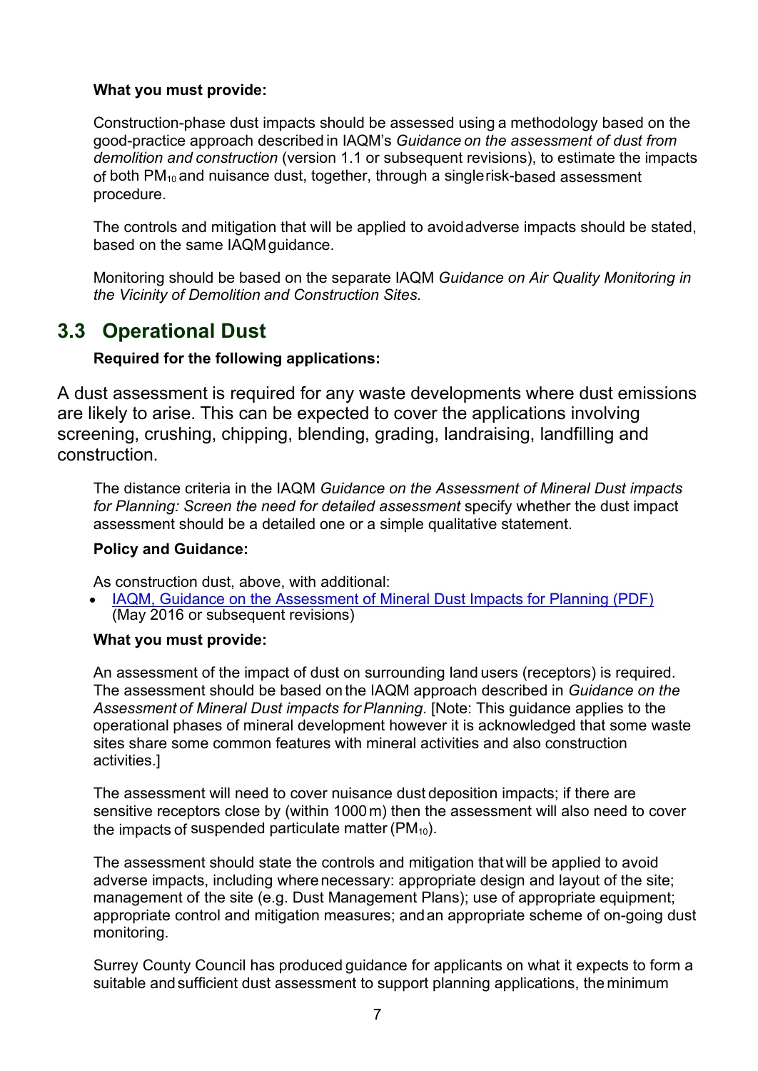**What you must provide:**

Construction-phase dust impacts should be assessed using a methodology based on the good-practice approach described in IAQM's *Guidance on the assessment of dust from demolition and construction* (version 1.1 or subsequent revisions), to estimate the impacts of both $PM_{10}$ and nuisance dust, together, through a single risk-based assessment procedure.

The controls and mitigation that will be applied to avoid adverse impacts should be stated, based on the same IAQM guidance.

Monitoring should be based on the separate IAQM *Guidance on Air Quality Monitoring in the Vicinity of Demolition and Construction Sites*.

## 3.3 Operational Dust

**Required for the following applications:**

A dust assessment is required for any waste developments where dust emissions are likely to arise. This can be expected to cover the applications involving screening, crushing, chipping, blending, grading, landraising, landfilling and construction.

The distance criteria in the IAQM *Guidance on the Assessment of Mineral Dust impacts for Planning: Screen the need for detailed assessment* specify whether the dust impact assessment should be a detailed one or a simple qualitative statement.

**Policy and Guidance:**

As construction dust, above, with additional:

- IAQM, Guidance on the Assessment of Mineral Dust Impacts for Planning (PDF) (May 2016 or subsequent revisions)

**What you must provide:**

An assessment of the impact of dust on surrounding land users (receptors) is required. The assessment should be based on the IAQM approach described in *Guidance on the Assessment of Mineral Dust impacts for Planning*. [Note: This guidance applies to the operational phases of mineral development however it is acknowledged that some waste sites share some common features with mineral activities and also construction activities.]

The assessment will need to cover nuisance dust deposition impacts; if there are sensitive receptors close by (within 1000 m) then the assessment will also need to cover the impacts of suspended particulate matter ($PM_{10}$).

The assessment should state the controls and mitigation that will be applied to avoid adverse impacts, including where necessary: appropriate design and layout of the site; management of the site (e.g. Dust Management Plans); use of appropriate equipment; appropriate control and mitigation measures; and an appropriate scheme of on-going dust monitoring.

Surrey County Council has produced guidance for applicants on what it expects to form a suitable and sufficient dust assessment to support planning applications, the minimum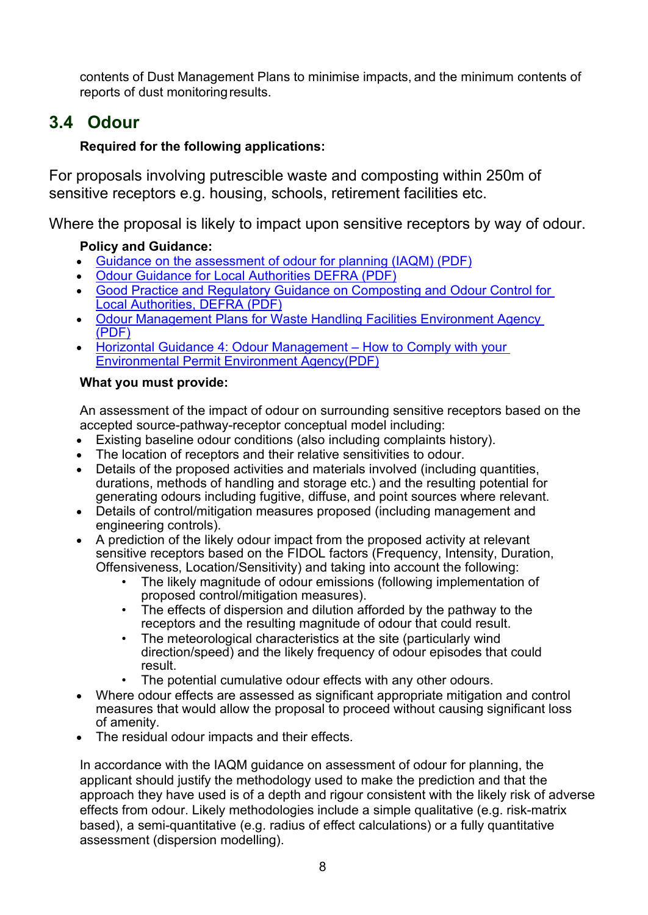contents of Dust Management Plans to minimise impacts, and the minimum contents of reports of dust monitoring results.

## 3.4 Odour

**Required for the following applications:**

For proposals involving putrescible waste and composting within 250m of sensitive receptors e.g. housing, schools, retirement facilities etc.

Where the proposal is likely to impact upon sensitive receptors by way of odour.

**Policy and Guidance:**

- Guidance on the assessment of odour for planning (IAQM) (PDF)
- Odour Guidance for Local Authorities DEFRA (PDF)
- Good Practice and Regulatory Guidance on Composting and Odour Control for Local Authorities, DEFRA (PDF)
- Odour Management Plans for Waste Handling Facilities Environment Agency (PDF)
- Horizontal Guidance 4: Odour Management – How to Comply with your Environmental Permit Environment Agency(PDF)

**What you must provide:**

An assessment of the impact of odour on surrounding sensitive receptors based on the accepted source-pathway-receptor conceptual model including:

- Existing baseline odour conditions (also including complaints history).
- The location of receptors and their relative sensitivities to odour.
- Details of the proposed activities and materials involved (including quantities, durations, methods of handling and storage etc.) and the resulting potential for generating odours including fugitive, diffuse, and point sources where relevant.
- Details of control/mitigation measures proposed (including management and engineering controls).
- A prediction of the likely odour impact from the proposed activity at relevant sensitive receptors based on the FIDOL factors (Frequency, Intensity, Duration, Offensiveness, Location/Sensitivity) and taking into account the following:
    - The likely magnitude of odour emissions (following implementation of proposed control/mitigation measures).
    - The effects of dispersion and dilution afforded by the pathway to the receptors and the resulting magnitude of odour that could result.
    - The meteorological characteristics at the site (particularly wind direction/speed) and the likely frequency of odour episodes that could result.
    - The potential cumulative odour effects with any other odours.
- Where odour effects are assessed as significant appropriate mitigation and control measures that would allow the proposal to proceed without causing significant loss of amenity.
- The residual odour impacts and their effects.

In accordance with the IAQM guidance on assessment of odour for planning, the applicant should justify the methodology used to make the prediction and that the approach they have used is of a depth and rigour consistent with the likely risk of adverse effects from odour. Likely methodologies include a simple qualitative (e.g. risk-matrix based), a semi-quantitative (e.g. radius of effect calculations) or a fully quantitative assessment (dispersion modelling).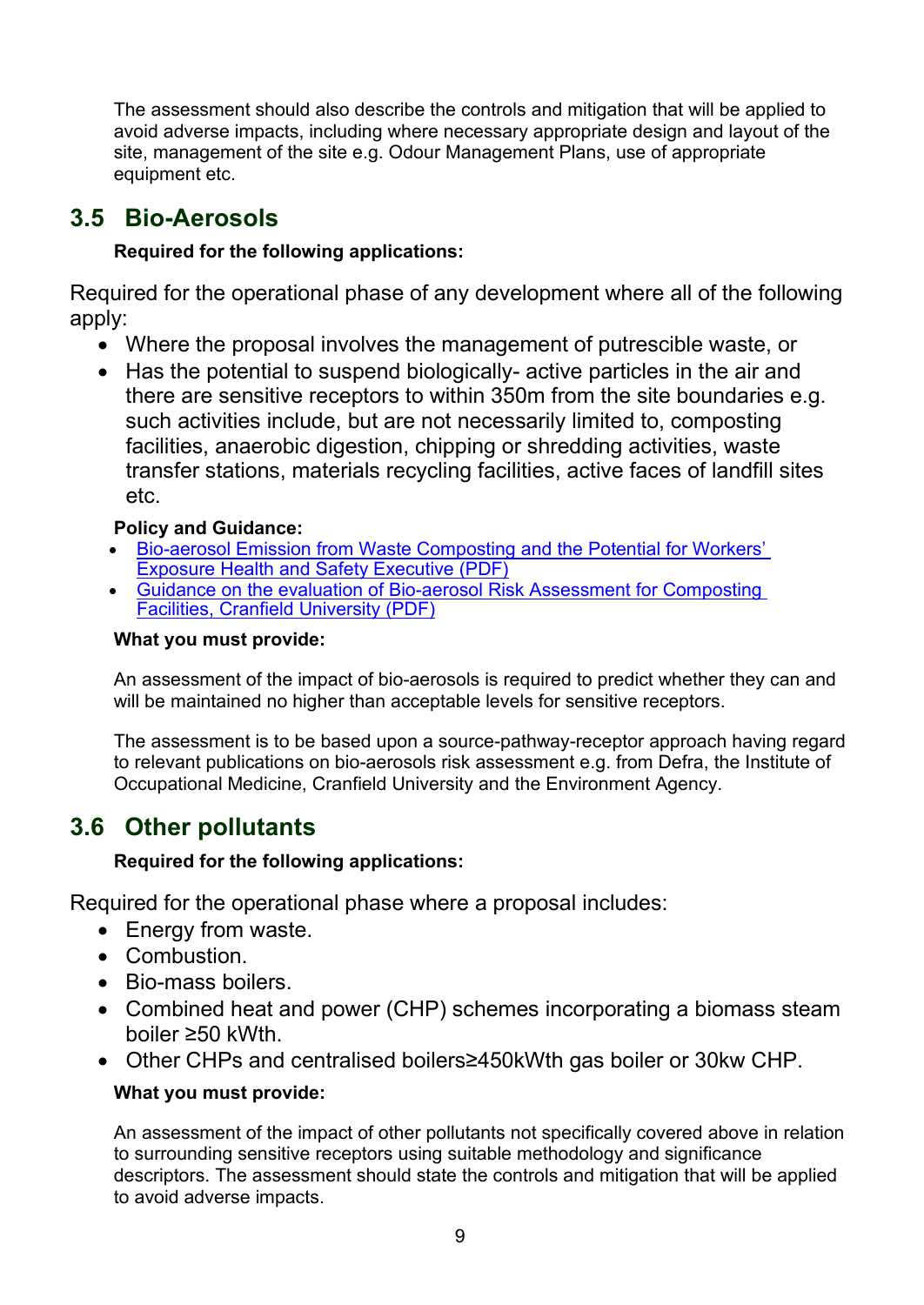The assessment should also describe the controls and mitigation that will be applied to avoid adverse impacts, including where necessary appropriate design and layout of the site, management of the site e.g. Odour Management Plans, use of appropriate equipment etc.

## 3.5 Bio-Aerosols

**Required for the following applications:**

Required for the operational phase of any development where all of the following apply:

- Where the proposal involves the management of putrescible waste, or
- Has the potential to suspend biologically- active particles in the air and there are sensitive receptors to within 350m from the site boundaries e.g. such activities include, but are not necessarily limited to, composting facilities, anaerobic digestion, chipping or shredding activities, waste transfer stations, materials recycling facilities, active faces of landfill sites etc.

**Policy and Guidance:**

- Bio-aerosol Emission from Waste Composting and the Potential for Workers' Exposure Health and Safety Executive (PDF)
- Guidance on the evaluation of Bio-aerosol Risk Assessment for Composting Facilities, Cranfield University (PDF)

**What you must provide:**

An assessment of the impact of bio-aerosols is required to predict whether they can and will be maintained no higher than acceptable levels for sensitive receptors.

The assessment is to be based upon a source-pathway-receptor approach having regard to relevant publications on bio-aerosols risk assessment e.g. from Defra, the Institute of Occupational Medicine, Cranfield University and the Environment Agency.

## 3.6 Other pollutants

**Required for the following applications:**

Required for the operational phase where a proposal includes:

- Energy from waste.
- Combustion.
- Bio-mass boilers.
- Combined heat and power (CHP) schemes incorporating a biomass steam boiler ≥50 kWth.
- Other CHPs and centralised boilers≥450kWth gas boiler or 30kw CHP.

**What you must provide:**

An assessment of the impact of other pollutants not specifically covered above in relation to surrounding sensitive receptors using suitable methodology and significance descriptors. The assessment should state the controls and mitigation that will be applied to avoid adverse impacts.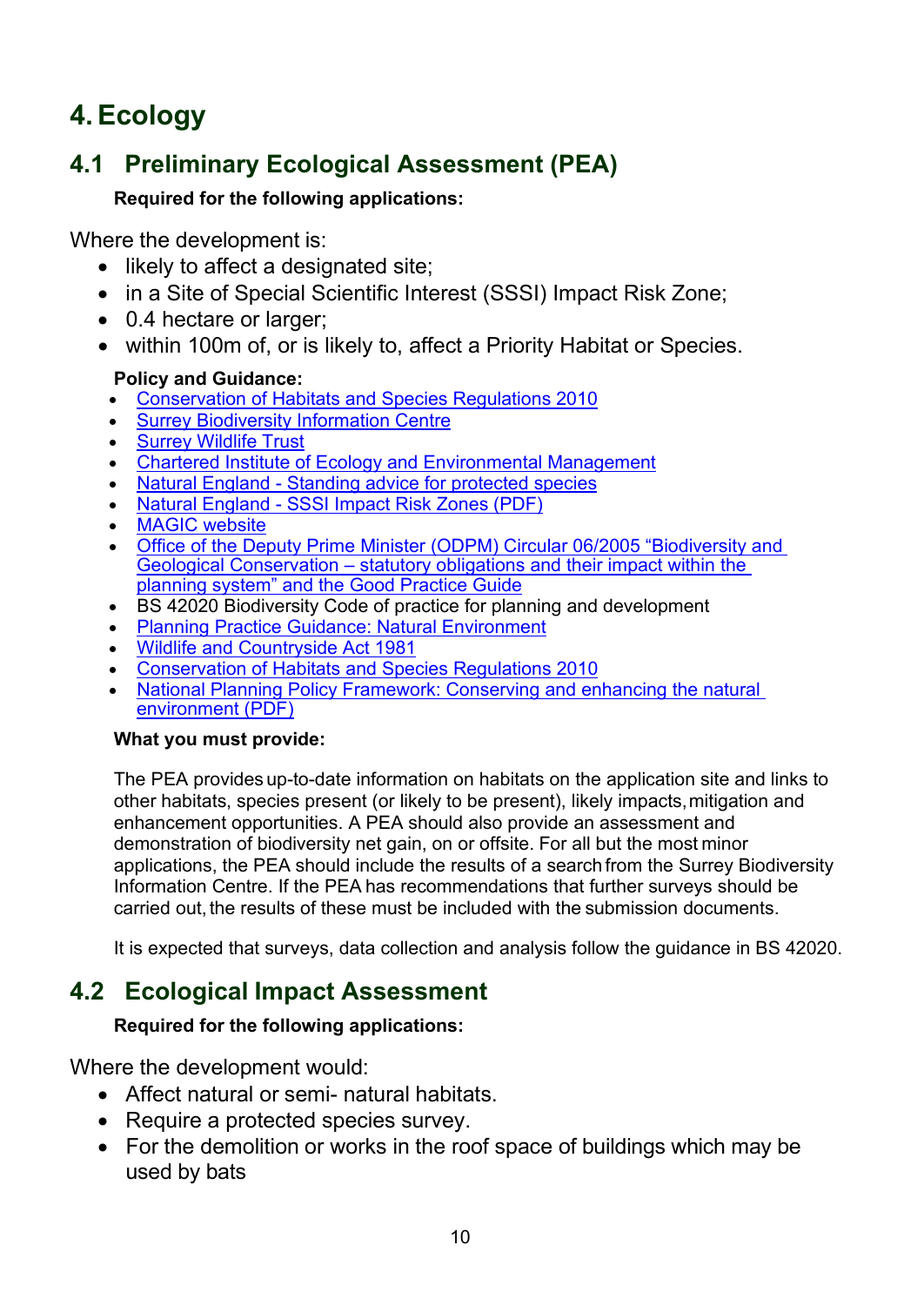# 4. Ecology

## 4.1 Preliminary Ecological Assessment (PEA)

**Required for the following applications:**

Where the development is:

- likely to affect a designated site;
- in a Site of Special Scientific Interest (SSSI) Impact Risk Zone;
- 0.4 hectare or larger;
- within 100m of, or is likely to, affect a Priority Habitat or Species.

**Policy and Guidance:**

- Conservation of Habitats and Species Regulations 2010
- Surrey Biodiversity Information Centre
- Surrey Wildlife Trust
- Chartered Institute of Ecology and Environmental Management
- Natural England - Standing advice for protected species
- Natural England - SSSI Impact Risk Zones (PDF)
- MAGIC website
- Office of the Deputy Prime Minister (ODPM) Circular 06/2005 "Biodiversity and Geological Conservation – statutory obligations and their impact within the planning system" and the Good Practice Guide
- BS 42020 Biodiversity Code of practice for planning and development
- Planning Practice Guidance: Natural Environment
- Wildlife and Countryside Act 1981
- Conservation of Habitats and Species Regulations 2010
- National Planning Policy Framework: Conserving and enhancing the natural environment (PDF)

**What you must provide:**

The PEA provides up-to-date information on habitats on the application site and links to other habitats, species present (or likely to be present), likely impacts, mitigation and enhancement opportunities. A PEA should also provide an assessment and demonstration of biodiversity net gain, on or offsite. For all but the most minor applications, the PEA should include the results of a search from the Surrey Biodiversity Information Centre. If the PEA has recommendations that further surveys should be carried out, the results of these must be included with the submission documents.

It is expected that surveys, data collection and analysis follow the guidance in BS 42020.

## 4.2 Ecological Impact Assessment

**Required for the following applications:**

Where the development would:

- Affect natural or semi- natural habitats.
- Require a protected species survey.
- For the demolition or works in the roof space of buildings which may be used by bats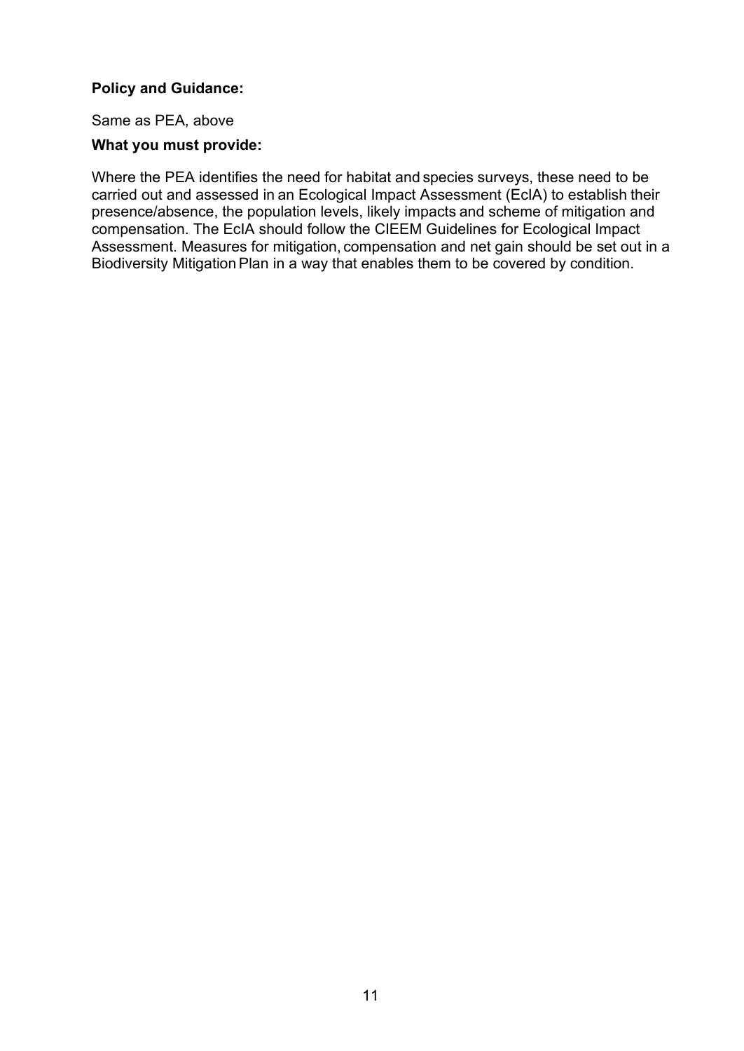**Policy and Guidance:**

Same as PEA, above

**What you must provide:**

Where the PEA identifies the need for habitat and species surveys, these need to be carried out and assessed in an Ecological Impact Assessment (EcIA) to establish their presence/absence, the population levels, likely impacts and scheme of mitigation and compensation. The EcIA should follow the CIEEM Guidelines for Ecological Impact Assessment. Measures for mitigation, compensation and net gain should be set out in a Biodiversity Mitigation Plan in a way that enables them to be covered by condition.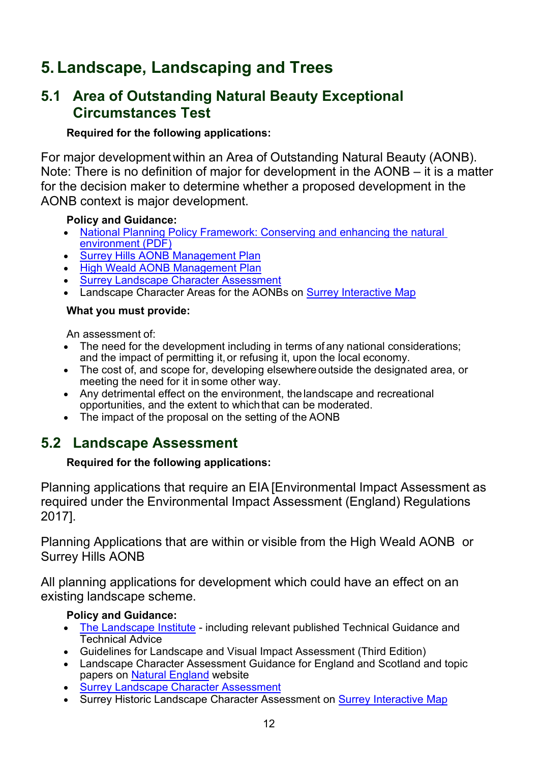# 5. Landscape, Landscaping and Trees

## 5.1 Area of Outstanding Natural Beauty Exceptional Circumstances Test

**Required for the following applications:**

For major development within an Area of Outstanding Natural Beauty (AONB). Note: There is no definition of major for development in the AONB – it is a matter for the decision maker to determine whether a proposed development in the AONB context is major development.

**Policy and Guidance:**

- National Planning Policy Framework: Conserving and enhancing the natural environment (PDF)
- Surrey Hills AONB Management Plan
- High Weald AONB Management Plan
- Surrey Landscape Character Assessment
- Landscape Character Areas for the AONBs on Surrey Interactive Map

**What you must provide:**

An assessment of:

- The need for the development including in terms of any national considerations; and the impact of permitting it, or refusing it, upon the local economy.
- The cost of, and scope for, developing elsewhere outside the designated area, or meeting the need for it in some other way.
- Any detrimental effect on the environment, the landscape and recreational opportunities, and the extent to which that can be moderated.
- The impact of the proposal on the setting of the AONB

## 5.2 Landscape Assessment

**Required for the following applications:**

Planning applications that require an EIA [Environmental Impact Assessment as required under the Environmental Impact Assessment (England) Regulations 2017].

Planning Applications that are within or visible from the High Weald AONB or Surrey Hills AONB

All planning applications for development which could have an effect on an existing landscape scheme.

**Policy and Guidance:**

- The Landscape Institute - including relevant published Technical Guidance and Technical Advice
- Guidelines for Landscape and Visual Impact Assessment (Third Edition)
- Landscape Character Assessment Guidance for England and Scotland and topic papers on Natural England website
- Surrey Landscape Character Assessment
- Surrey Historic Landscape Character Assessment on Surrey Interactive Map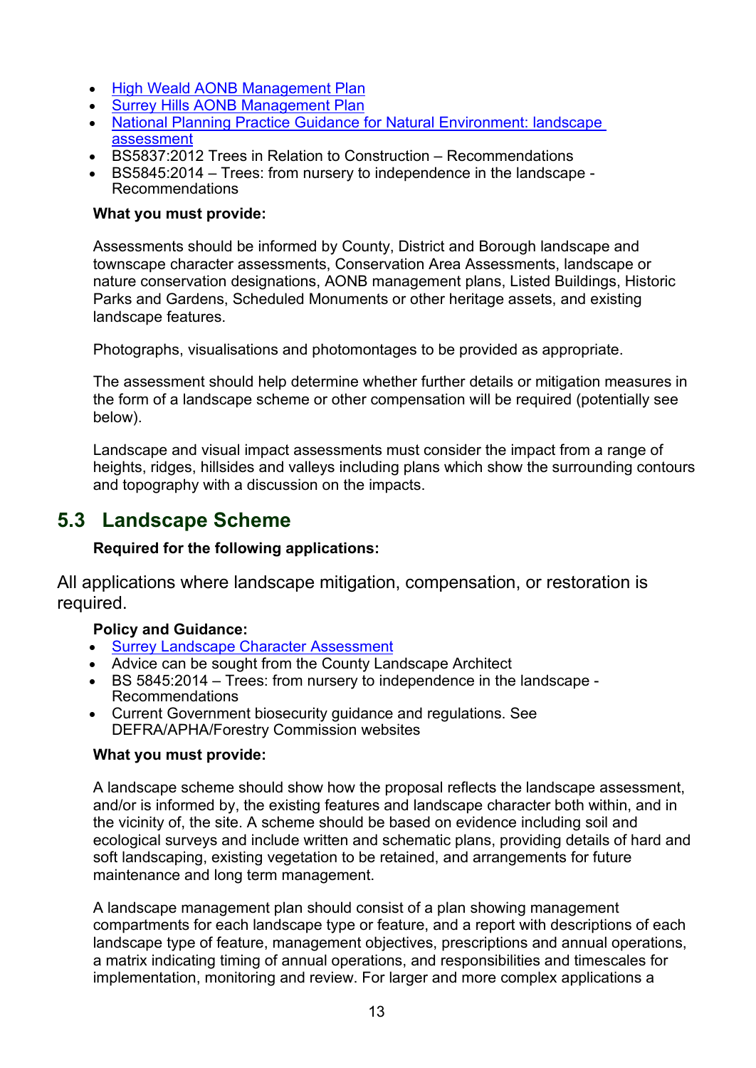- High Weald AONB Management Plan
- Surrey Hills AONB Management Plan
- National Planning Practice Guidance for Natural Environment: landscape assessment
- BS5837:2012 Trees in Relation to Construction – Recommendations
- BS5845:2014 – Trees: from nursery to independence in the landscape - Recommendations

**What you must provide:**

Assessments should be informed by County, District and Borough landscape and townscape character assessments, Conservation Area Assessments, landscape or nature conservation designations, AONB management plans, Listed Buildings, Historic Parks and Gardens, Scheduled Monuments or other heritage assets, and existing landscape features.

Photographs, visualisations and photomontages to be provided as appropriate.

The assessment should help determine whether further details or mitigation measures in the form of a landscape scheme or other compensation will be required (potentially see below).

Landscape and visual impact assessments must consider the impact from a range of heights, ridges, hillsides and valleys including plans which show the surrounding contours and topography with a discussion on the impacts.

## 5.3 Landscape Scheme

**Required for the following applications:**

All applications where landscape mitigation, compensation, or restoration is required.

**Policy and Guidance:**

- Surrey Landscape Character Assessment
- Advice can be sought from the County Landscape Architect
- BS 5845:2014 – Trees: from nursery to independence in the landscape - Recommendations
- Current Government biosecurity guidance and regulations. See DEFRA/APHA/Forestry Commission websites

**What you must provide:**

A landscape scheme should show how the proposal reflects the landscape assessment, and/or is informed by, the existing features and landscape character both within, and in the vicinity of, the site. A scheme should be based on evidence including soil and ecological surveys and include written and schematic plans, providing details of hard and soft landscaping, existing vegetation to be retained, and arrangements for future maintenance and long term management.

A landscape management plan should consist of a plan showing management compartments for each landscape type or feature, and a report with descriptions of each landscape type of feature, management objectives, prescriptions and annual operations, a matrix indicating timing of annual operations, and responsibilities and timescales for implementation, monitoring and review. For larger and more complex applications a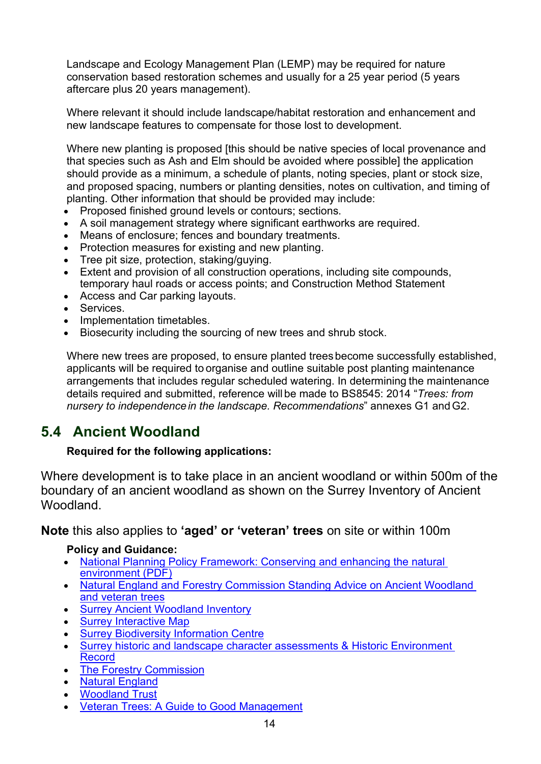Landscape and Ecology Management Plan (LEMP) may be required for nature conservation based restoration schemes and usually for a 25 year period (5 years aftercare plus 20 years management).

Where relevant it should include landscape/habitat restoration and enhancement and new landscape features to compensate for those lost to development.

Where new planting is proposed [this should be native species of local provenance and that species such as Ash and Elm should be avoided where possible] the application should provide as a minimum, a schedule of plants, noting species, plant or stock size, and proposed spacing, numbers or planting densities, notes on cultivation, and timing of planting. Other information that should be provided may include:

- Proposed finished ground levels or contours; sections.
- A soil management strategy where significant earthworks are required.
- Means of enclosure; fences and boundary treatments.
- Protection measures for existing and new planting.
- Tree pit size, protection, staking/guying.
- Extent and provision of all construction operations, including site compounds, temporary haul roads or access points; and Construction Method Statement
- Access and Car parking layouts.
- Services.
- Implementation timetables.
- Biosecurity including the sourcing of new trees and shrub stock.

Where new trees are proposed, to ensure planted trees become successfully established, applicants will be required to organise and outline suitable post planting maintenance arrangements that includes regular scheduled watering. In determining the maintenance details required and submitted, reference will be made to BS8545: 2014 "*Trees: from nursery to independence in the landscape. Recommendations*" annexes G1 and G2.

## 5.4 Ancient Woodland

**Required for the following applications:**

Where development is to take place in an ancient woodland or within 500m of the boundary of an ancient woodland as shown on the Surrey Inventory of Ancient Woodland.

**Note** this also applies to **'aged' or 'veteran' trees** on site or within 100m

**Policy and Guidance:**

- National Planning Policy Framework: Conserving and enhancing the natural environment (PDF)
- Natural England and Forestry Commission Standing Advice on Ancient Woodland and veteran trees
- Surrey Ancient Woodland Inventory
- Surrey Interactive Map
- Surrey Biodiversity Information Centre
- Surrey historic and landscape character assessments & Historic Environment Record
- The Forestry Commission
- Natural England
- Woodland Trust
- Veteran Trees: A Guide to Good Management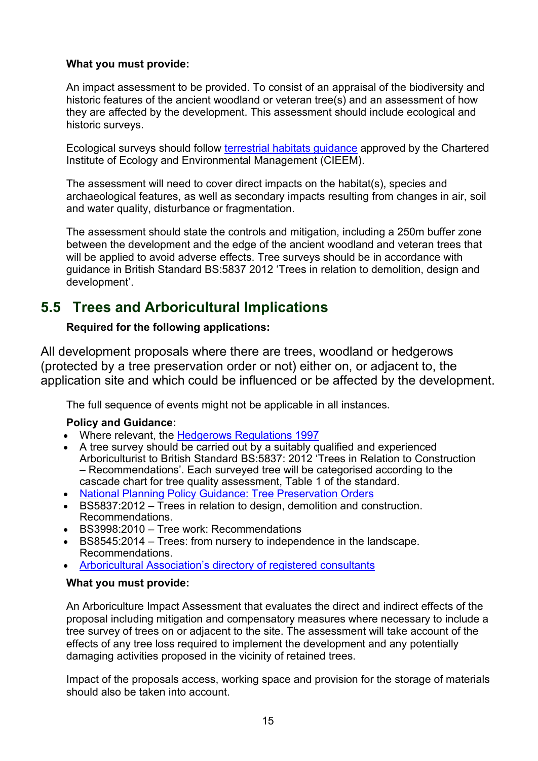**What you must provide:**

An impact assessment to be provided. To consist of an appraisal of the biodiversity and historic features of the ancient woodland or veteran tree(s) and an assessment of how they are affected by the development. This assessment should include ecological and historic surveys.

Ecological surveys should follow [terrestrial habitats guidance] approved by the Chartered Institute of Ecology and Environmental Management (CIEEM).

The assessment will need to cover direct impacts on the habitat(s), species and archaeological features, as well as secondary impacts resulting from changes in air, soil and water quality, disturbance or fragmentation.

The assessment should state the controls and mitigation, including a 250m buffer zone between the development and the edge of the ancient woodland and veteran trees that will be applied to avoid adverse effects. Tree surveys should be in accordance with guidance in British Standard BS:5837 2012 'Trees in relation to demolition, design and development'.

## 5.5 Trees and Arboricultural Implications

**Required for the following applications:**

All development proposals where there are trees, woodland or hedgerows (protected by a tree preservation order or not) either on, or adjacent to, the application site and which could be influenced or be affected by the development.

The full sequence of events might not be applicable in all instances.

**Policy and Guidance:**

- Where relevant, the Hedgerows Regulations 1997
- A tree survey should be carried out by a suitably qualified and experienced Arboriculturist to British Standard BS:5837: 2012 'Trees in Relation to Construction – Recommendations'. Each surveyed tree will be categorised according to the cascade chart for tree quality assessment, Table 1 of the standard.
- National Planning Policy Guidance: Tree Preservation Orders
- BS5837:2012 – Trees in relation to design, demolition and construction. Recommendations.
- BS3998:2010 – Tree work: Recommendations
- BS8545:2014 – Trees: from nursery to independence in the landscape. Recommendations.
- Arboricultural Association's directory of registered consultants

**What you must provide:**

An Arboriculture Impact Assessment that evaluates the direct and indirect effects of the proposal including mitigation and compensatory measures where necessary to include a tree survey of trees on or adjacent to the site. The assessment will take account of the effects of any tree loss required to implement the development and any potentially damaging activities proposed in the vicinity of retained trees.

Impact of the proposals access, working space and provision for the storage of materials should also be taken into account.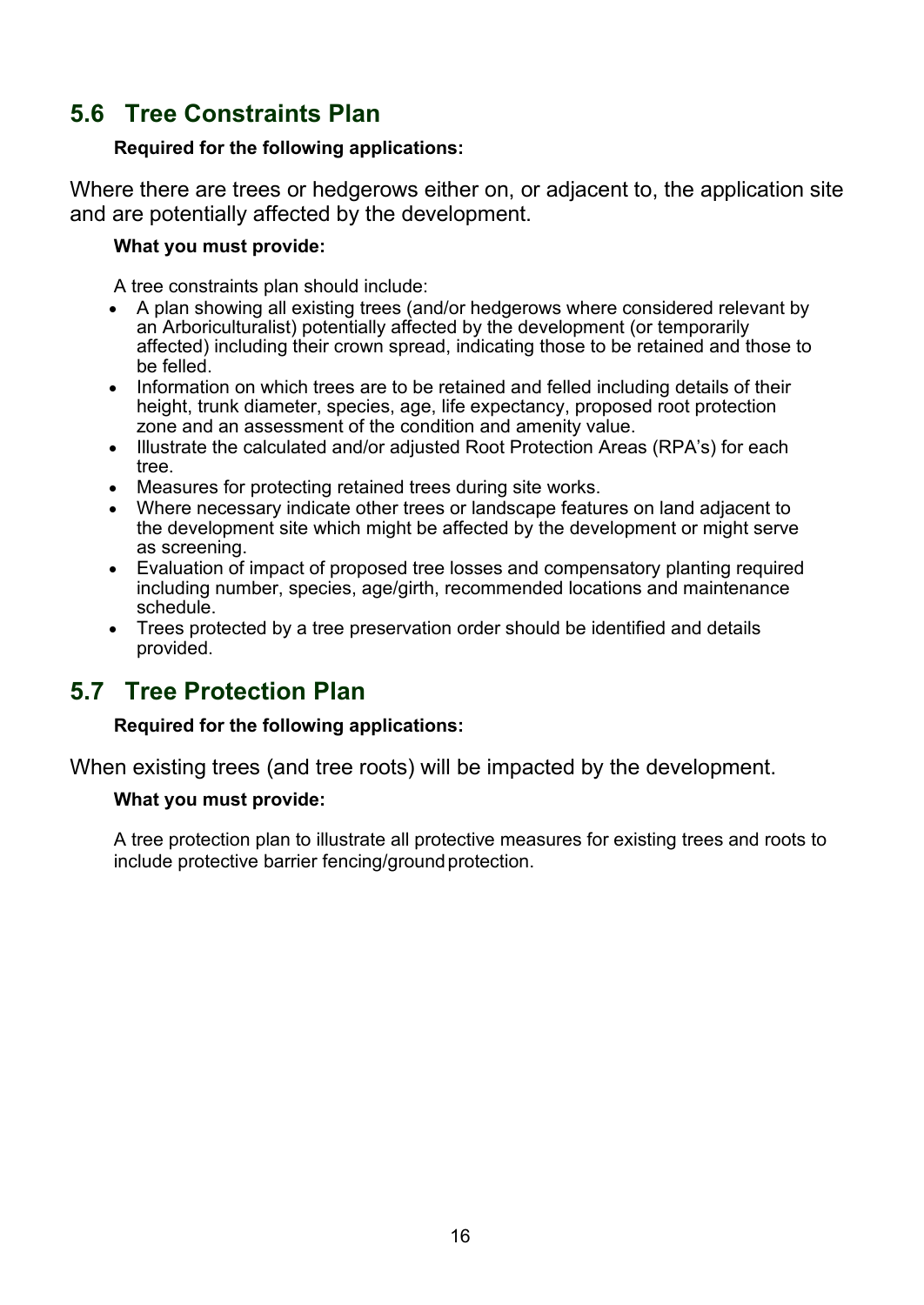## 5.6 Tree Constraints Plan

**Required for the following applications:**

Where there are trees or hedgerows either on, or adjacent to, the application site and are potentially affected by the development.

**What you must provide:**

A tree constraints plan should include:

- A plan showing all existing trees (and/or hedgerows where considered relevant by an Arboriculturalist) potentially affected by the development (or temporarily affected) including their crown spread, indicating those to be retained and those to be felled.
- Information on which trees are to be retained and felled including details of their height, trunk diameter, species, age, life expectancy, proposed root protection zone and an assessment of the condition and amenity value.
- Illustrate the calculated and/or adjusted Root Protection Areas (RPA's) for each tree.
- Measures for protecting retained trees during site works.
- Where necessary indicate other trees or landscape features on land adjacent to the development site which might be affected by the development or might serve as screening.
- Evaluation of impact of proposed tree losses and compensatory planting required including number, species, age/girth, recommended locations and maintenance schedule.
- Trees protected by a tree preservation order should be identified and details provided.

## 5.7 Tree Protection Plan

**Required for the following applications:**

When existing trees (and tree roots) will be impacted by the development.

**What you must provide:**

A tree protection plan to illustrate all protective measures for existing trees and roots to include protective barrier fencing/ground protection.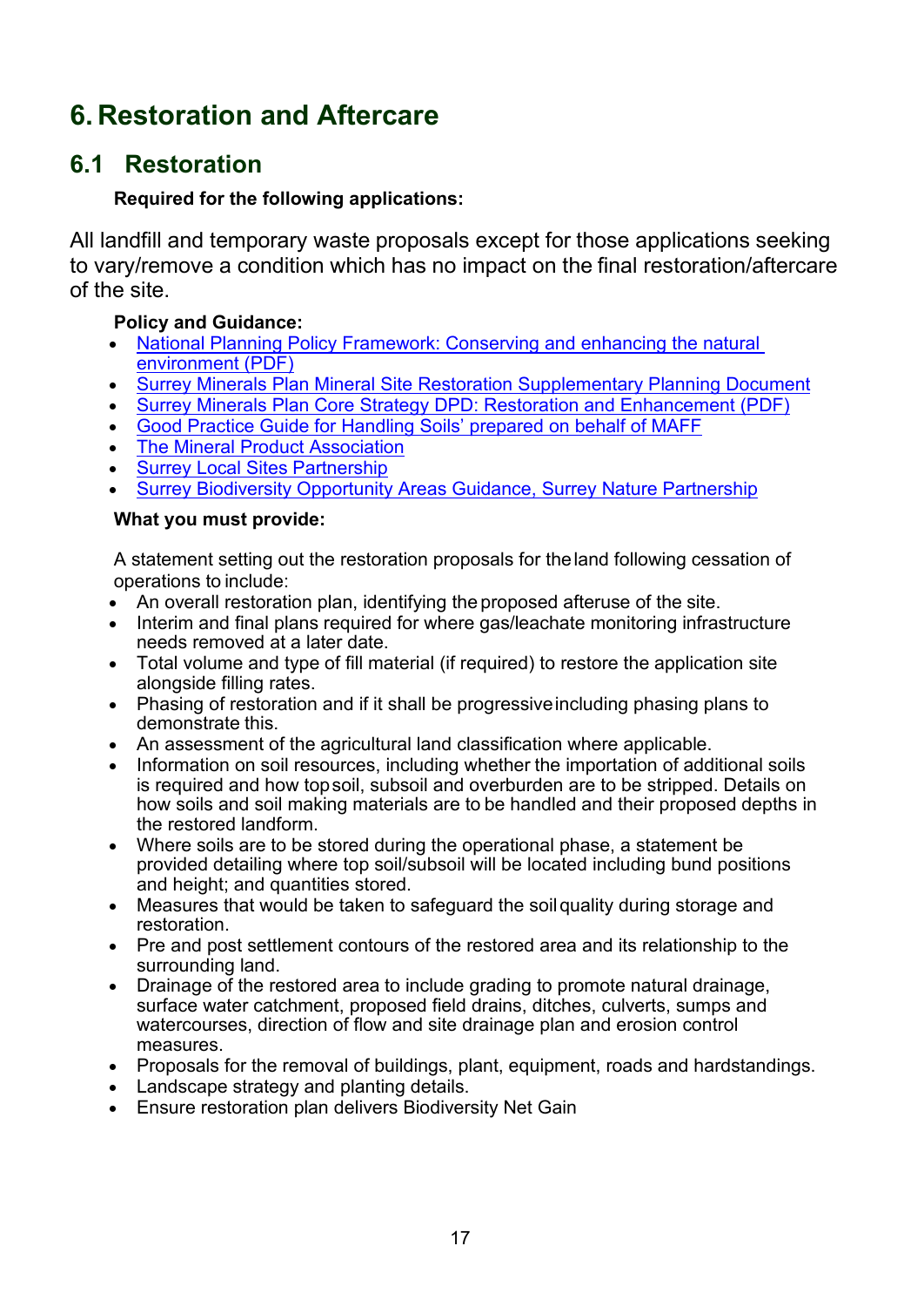# 6. Restoration and Aftercare

## 6.1 Restoration

**Required for the following applications:**

All landfill and temporary waste proposals except for those applications seeking to vary/remove a condition which has no impact on the final restoration/aftercare of the site.

**Policy and Guidance:**

- National Planning Policy Framework: Conserving and enhancing the natural environment (PDF)
- Surrey Minerals Plan Mineral Site Restoration Supplementary Planning Document
- Surrey Minerals Plan Core Strategy DPD: Restoration and Enhancement (PDF)
- Good Practice Guide for Handling Soils' prepared on behalf of MAFF
- The Mineral Product Association
- Surrey Local Sites Partnership
- Surrey Biodiversity Opportunity Areas Guidance, Surrey Nature Partnership

**What you must provide:**

A statement setting out the restoration proposals for the land following cessation of operations to include:

- An overall restoration plan, identifying the proposed afteruse of the site.
- Interim and final plans required for where gas/leachate monitoring infrastructure needs removed at a later date.
- Total volume and type of fill material (if required) to restore the application site alongside filling rates.
- Phasing of restoration and if it shall be progressive including phasing plans to demonstrate this.
- An assessment of the agricultural land classification where applicable.
- Information on soil resources, including whether the importation of additional soils is required and how topsoil, subsoil and overburden are to be stripped. Details on how soils and soil making materials are to be handled and their proposed depths in the restored landform.
- Where soils are to be stored during the operational phase, a statement be provided detailing where top soil/subsoil will be located including bund positions and height; and quantities stored.
- Measures that would be taken to safeguard the soil quality during storage and restoration.
- Pre and post settlement contours of the restored area and its relationship to the surrounding land.
- Drainage of the restored area to include grading to promote natural drainage, surface water catchment, proposed field drains, ditches, culverts, sumps and watercourses, direction of flow and site drainage plan and erosion control measures.
- Proposals for the removal of buildings, plant, equipment, roads and hardstandings.
- Landscape strategy and planting details.
- Ensure restoration plan delivers Biodiversity Net Gain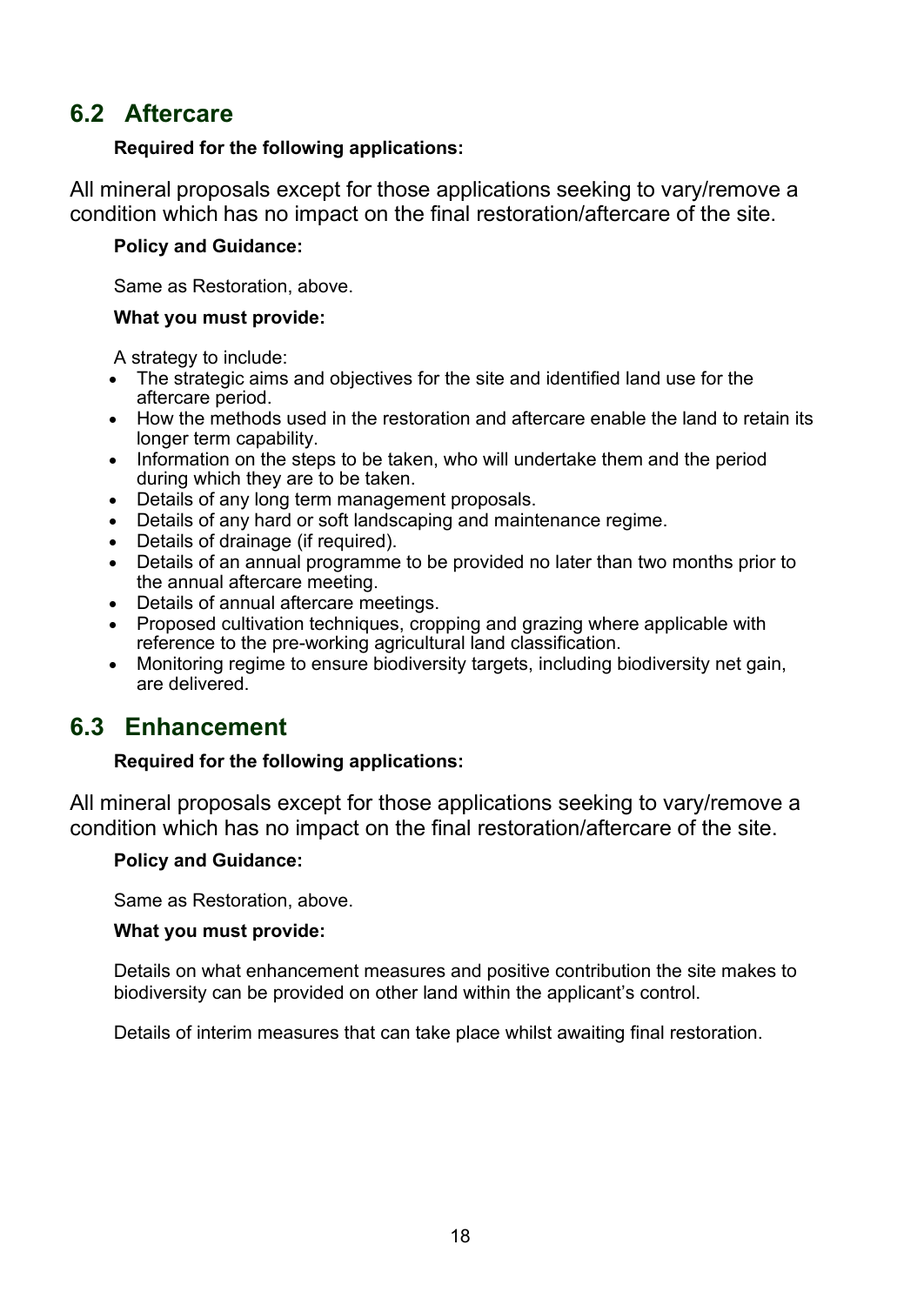## 6.2 Aftercare

**Required for the following applications:**

All mineral proposals except for those applications seeking to vary/remove a condition which has no impact on the final restoration/aftercare of the site.

**Policy and Guidance:**

Same as Restoration, above.

**What you must provide:**

A strategy to include:

- The strategic aims and objectives for the site and identified land use for the aftercare period.
- How the methods used in the restoration and aftercare enable the land to retain its longer term capability.
- Information on the steps to be taken, who will undertake them and the period during which they are to be taken.
- Details of any long term management proposals.
- Details of any hard or soft landscaping and maintenance regime.
- Details of drainage (if required).
- Details of an annual programme to be provided no later than two months prior to the annual aftercare meeting.
- Details of annual aftercare meetings.
- Proposed cultivation techniques, cropping and grazing where applicable with reference to the pre-working agricultural land classification.
- Monitoring regime to ensure biodiversity targets, including biodiversity net gain, are delivered.

## 6.3 Enhancement

**Required for the following applications:**

All mineral proposals except for those applications seeking to vary/remove a condition which has no impact on the final restoration/aftercare of the site.

**Policy and Guidance:**

Same as Restoration, above.

**What you must provide:**

Details on what enhancement measures and positive contribution the site makes to biodiversity can be provided on other land within the applicant's control.

Details of interim measures that can take place whilst awaiting final restoration.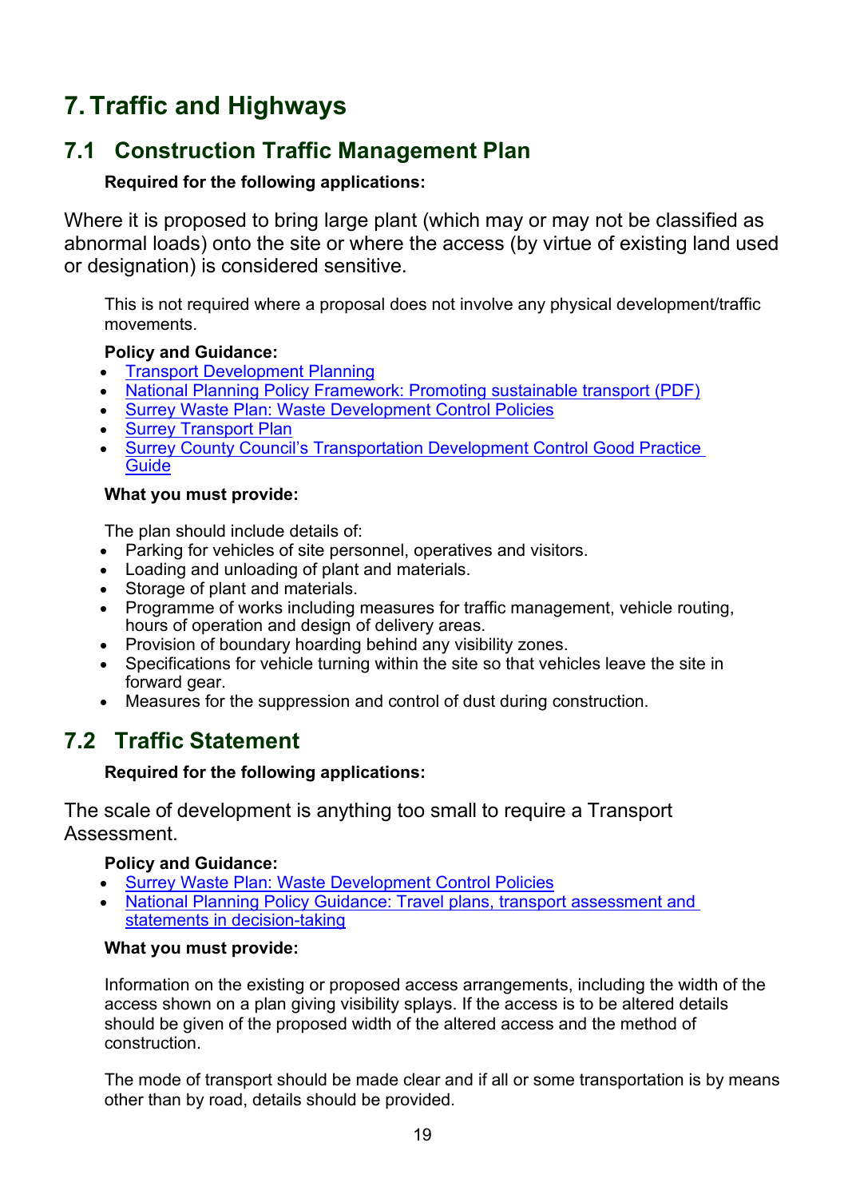# 7. Traffic and Highways

## 7.1 Construction Traffic Management Plan

**Required for the following applications:**

Where it is proposed to bring large plant (which may or may not be classified as abnormal loads) onto the site or where the access (by virtue of existing land used or designation) is considered sensitive.

This is not required where a proposal does not involve any physical development/traffic movements.

**Policy and Guidance:**

- Transport Development Planning
- National Planning Policy Framework: Promoting sustainable transport (PDF)
- Surrey Waste Plan: Waste Development Control Policies
- Surrey Transport Plan
- Surrey County Council's Transportation Development Control Good Practice Guide

**What you must provide:**

The plan should include details of:

- Parking for vehicles of site personnel, operatives and visitors.
- Loading and unloading of plant and materials.
- Storage of plant and materials.
- Programme of works including measures for traffic management, vehicle routing, hours of operation and design of delivery areas.
- Provision of boundary hoarding behind any visibility zones.
- Specifications for vehicle turning within the site so that vehicles leave the site in forward gear.
- Measures for the suppression and control of dust during construction.

## 7.2 Traffic Statement

**Required for the following applications:**

The scale of development is anything too small to require a Transport Assessment.

**Policy and Guidance:**

- Surrey Waste Plan: Waste Development Control Policies
- National Planning Policy Guidance: Travel plans, transport assessment and statements in decision-taking

**What you must provide:**

Information on the existing or proposed access arrangements, including the width of the access shown on a plan giving visibility splays. If the access is to be altered details should be given of the proposed width of the altered access and the method of construction.

The mode of transport should be made clear and if all or some transportation is by means other than by road, details should be provided.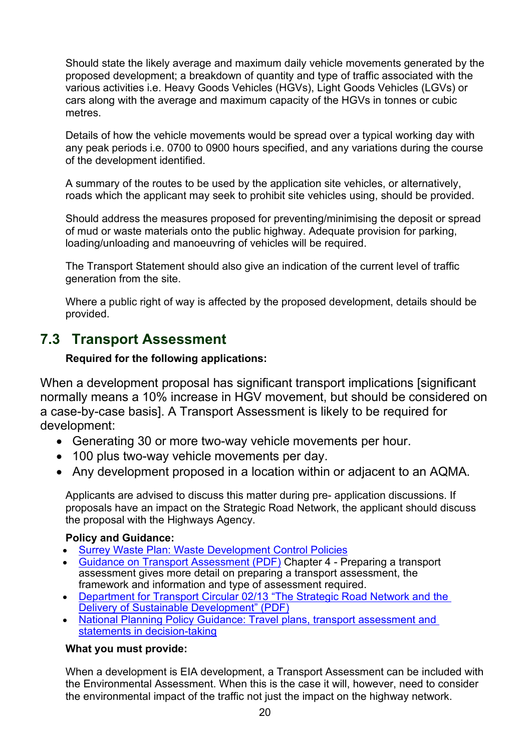Should state the likely average and maximum daily vehicle movements generated by the proposed development; a breakdown of quantity and type of traffic associated with the various activities i.e. Heavy Goods Vehicles (HGVs), Light Goods Vehicles (LGVs) or cars along with the average and maximum capacity of the HGVs in tonnes or cubic metres.

Details of how the vehicle movements would be spread over a typical working day with any peak periods i.e. 0700 to 0900 hours specified, and any variations during the course of the development identified.

A summary of the routes to be used by the application site vehicles, or alternatively, roads which the applicant may seek to prohibit site vehicles using, should be provided.

Should address the measures proposed for preventing/minimising the deposit or spread of mud or waste materials onto the public highway. Adequate provision for parking, loading/unloading and manoeuvring of vehicles will be required.

The Transport Statement should also give an indication of the current level of traffic generation from the site.

Where a public right of way is affected by the proposed development, details should be provided.

## 7.3 Transport Assessment

**Required for the following applications:**

When a development proposal has significant transport implications [significant normally means a 10% increase in HGV movement, but should be considered on a case-by-case basis]. A Transport Assessment is likely to be required for development:

- Generating 30 or more two-way vehicle movements per hour.
- 100 plus two-way vehicle movements per day.
- Any development proposed in a location within or adjacent to an AQMA.

Applicants are advised to discuss this matter during pre- application discussions. If proposals have an impact on the Strategic Road Network, the applicant should discuss the proposal with the Highways Agency.

**Policy and Guidance:**

- Surrey Waste Plan: Waste Development Control Policies
- Guidance on Transport Assessment (PDF) Chapter 4 - Preparing a transport assessment gives more detail on preparing a transport assessment, the framework and information and type of assessment required.
- Department for Transport Circular 02/13 "The Strategic Road Network and the Delivery of Sustainable Development" (PDF)
- National Planning Policy Guidance: Travel plans, transport assessment and statements in decision-taking

**What you must provide:**

When a development is EIA development, a Transport Assessment can be included with the Environmental Assessment. When this is the case it will, however, need to consider the environmental impact of the traffic not just the impact on the highway network.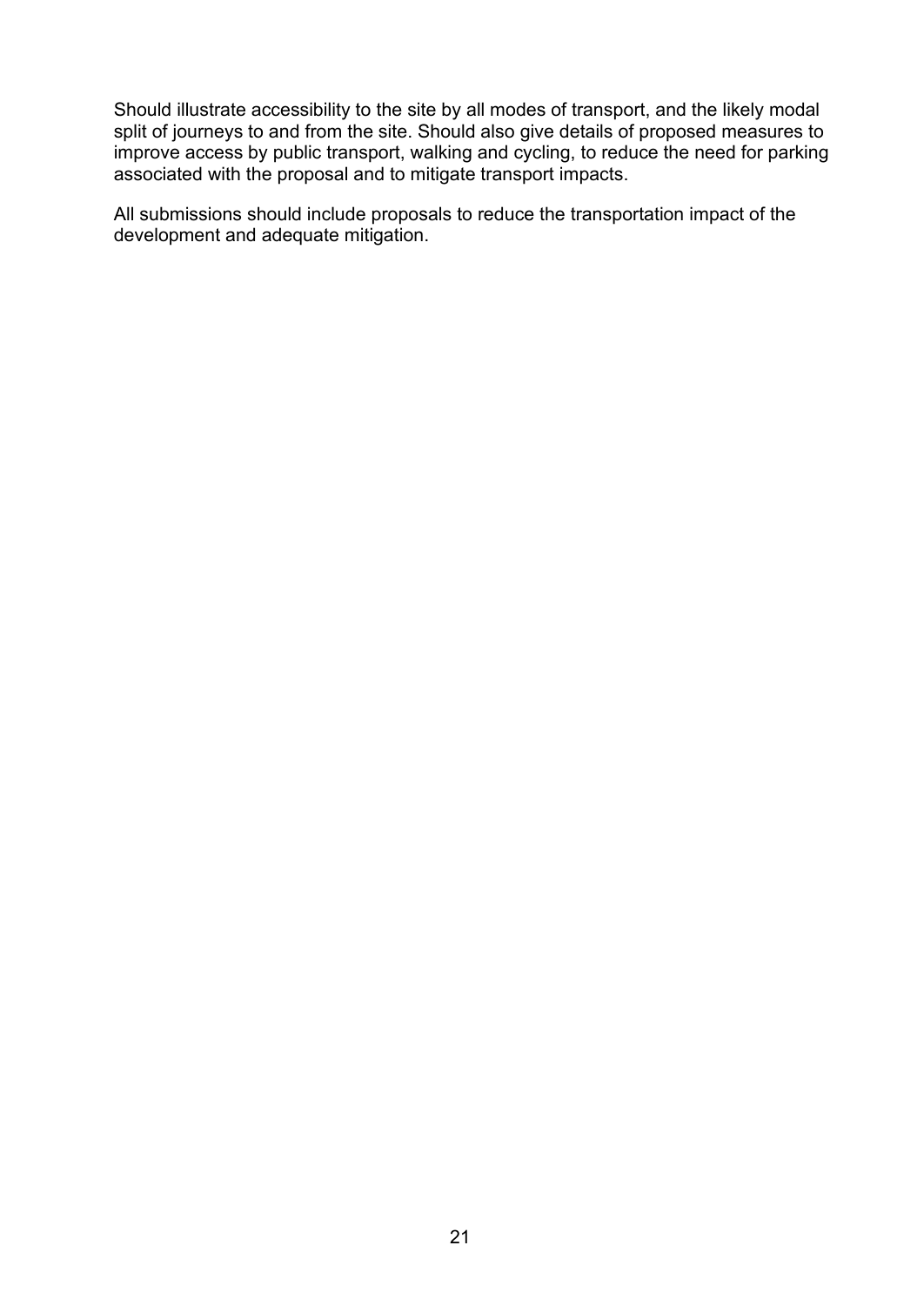Should illustrate accessibility to the site by all modes of transport, and the likely modal split of journeys to and from the site. Should also give details of proposed measures to improve access by public transport, walking and cycling, to reduce the need for parking associated with the proposal and to mitigate transport impacts.

All submissions should include proposals to reduce the transportation impact of the development and adequate mitigation.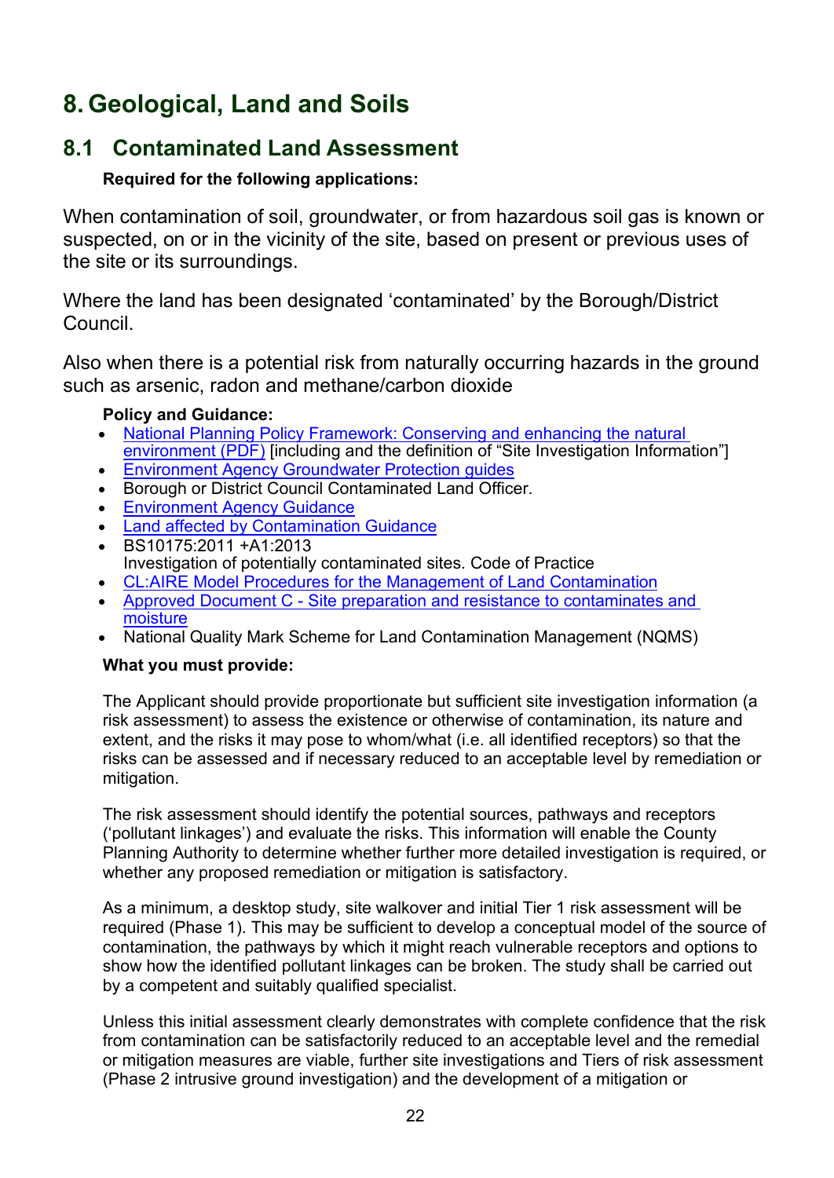# 8. Geological, Land and Soils

## 8.1 Contaminated Land Assessment

**Required for the following applications:**

When contamination of soil, groundwater, or from hazardous soil gas is known or suspected, on or in the vicinity of the site, based on present or previous uses of the site or its surroundings.

Where the land has been designated 'contaminated' by the Borough/District Council.

Also when there is a potential risk from naturally occurring hazards in the ground such as arsenic, radon and methane/carbon dioxide

**Policy and Guidance:**

- National Planning Policy Framework: Conserving and enhancing the natural environment (PDF) [including and the definition of "Site Investigation Information"]
- Environment Agency Groundwater Protection guides
- Borough or District Council Contaminated Land Officer.
- Environment Agency Guidance
- Land affected by Contamination Guidance
- BS10175:2011 +A1:2013
  Investigation of potentially contaminated sites. Code of Practice
- CL:AIRE Model Procedures for the Management of Land Contamination
- Approved Document C - Site preparation and resistance to contaminates and moisture
- National Quality Mark Scheme for Land Contamination Management (NQMS)

**What you must provide:**

The Applicant should provide proportionate but sufficient site investigation information (a risk assessment) to assess the existence or otherwise of contamination, its nature and extent, and the risks it may pose to whom/what (i.e. all identified receptors) so that the risks can be assessed and if necessary reduced to an acceptable level by remediation or mitigation.

The risk assessment should identify the potential sources, pathways and receptors ('pollutant linkages') and evaluate the risks. This information will enable the County Planning Authority to determine whether further more detailed investigation is required, or whether any proposed remediation or mitigation is satisfactory.

As a minimum, a desktop study, site walkover and initial Tier 1 risk assessment will be required (Phase 1). This may be sufficient to develop a conceptual model of the source of contamination, the pathways by which it might reach vulnerable receptors and options to show how the identified pollutant linkages can be broken. The study shall be carried out by a competent and suitably qualified specialist.

Unless this initial assessment clearly demonstrates with complete confidence that the risk from contamination can be satisfactorily reduced to an acceptable level and the remedial or mitigation measures are viable, further site investigations and Tiers of risk assessment (Phase 2 intrusive ground investigation) and the development of a mitigation or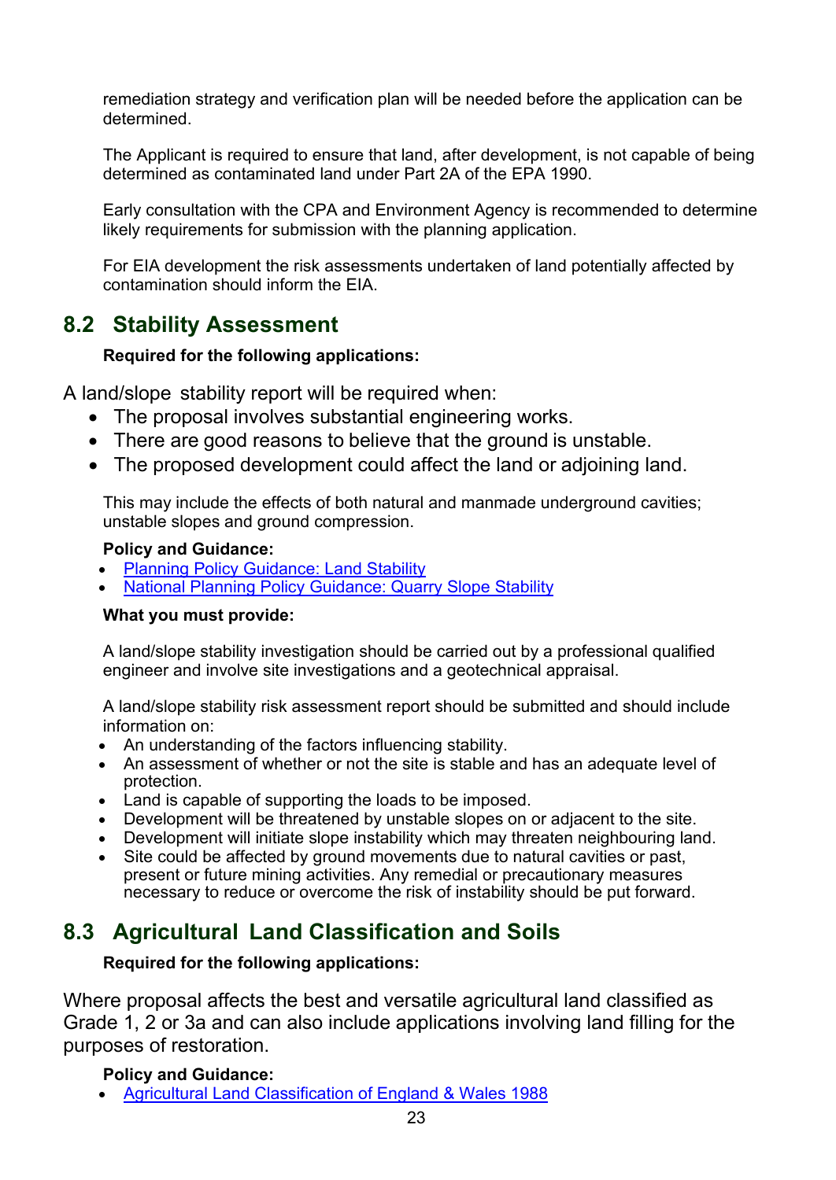remediation strategy and verification plan will be needed before the application can be determined.

The Applicant is required to ensure that land, after development, is not capable of being determined as contaminated land under Part 2A of the EPA 1990.

Early consultation with the CPA and Environment Agency is recommended to determine likely requirements for submission with the planning application.

For EIA development the risk assessments undertaken of land potentially affected by contamination should inform the EIA.

## 8.2 Stability Assessment

**Required for the following applications:**

A land/slope stability report will be required when:

- The proposal involves substantial engineering works.
- There are good reasons to believe that the ground is unstable.
- The proposed development could affect the land or adjoining land.

This may include the effects of both natural and manmade underground cavities; unstable slopes and ground compression.

**Policy and Guidance:**

- Planning Policy Guidance: Land Stability
- National Planning Policy Guidance: Quarry Slope Stability

**What you must provide:**

A land/slope stability investigation should be carried out by a professional qualified engineer and involve site investigations and a geotechnical appraisal.

A land/slope stability risk assessment report should be submitted and should include information on:

- An understanding of the factors influencing stability.
- An assessment of whether or not the site is stable and has an adequate level of protection.
- Land is capable of supporting the loads to be imposed.
- Development will be threatened by unstable slopes on or adjacent to the site.
- Development will initiate slope instability which may threaten neighbouring land.
- Site could be affected by ground movements due to natural cavities or past, present or future mining activities. Any remedial or precautionary measures necessary to reduce or overcome the risk of instability should be put forward.

## 8.3 Agricultural Land Classification and Soils

**Required for the following applications:**

Where proposal affects the best and versatile agricultural land classified as Grade 1, 2 or 3a and can also include applications involving land filling for the purposes of restoration.

**Policy and Guidance:**

- Agricultural Land Classification of England & Wales 1988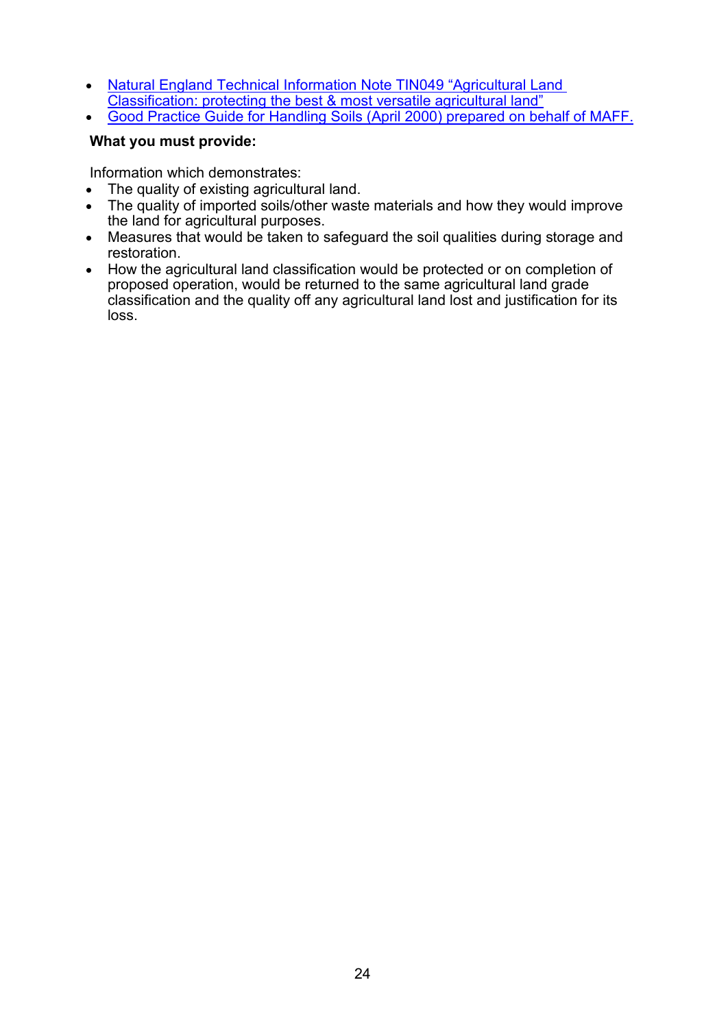- Natural England Technical Information Note TIN049 "Agricultural Land Classification: protecting the best & most versatile agricultural land"
- Good Practice Guide for Handling Soils (April 2000) prepared on behalf of MAFF.

**What you must provide:**

Information which demonstrates:

- The quality of existing agricultural land.
- The quality of imported soils/other waste materials and how they would improve the land for agricultural purposes.
- Measures that would be taken to safeguard the soil qualities during storage and restoration.
- How the agricultural land classification would be protected or on completion of proposed operation, would be returned to the same agricultural land grade classification and the quality off any agricultural land lost and justification for its loss.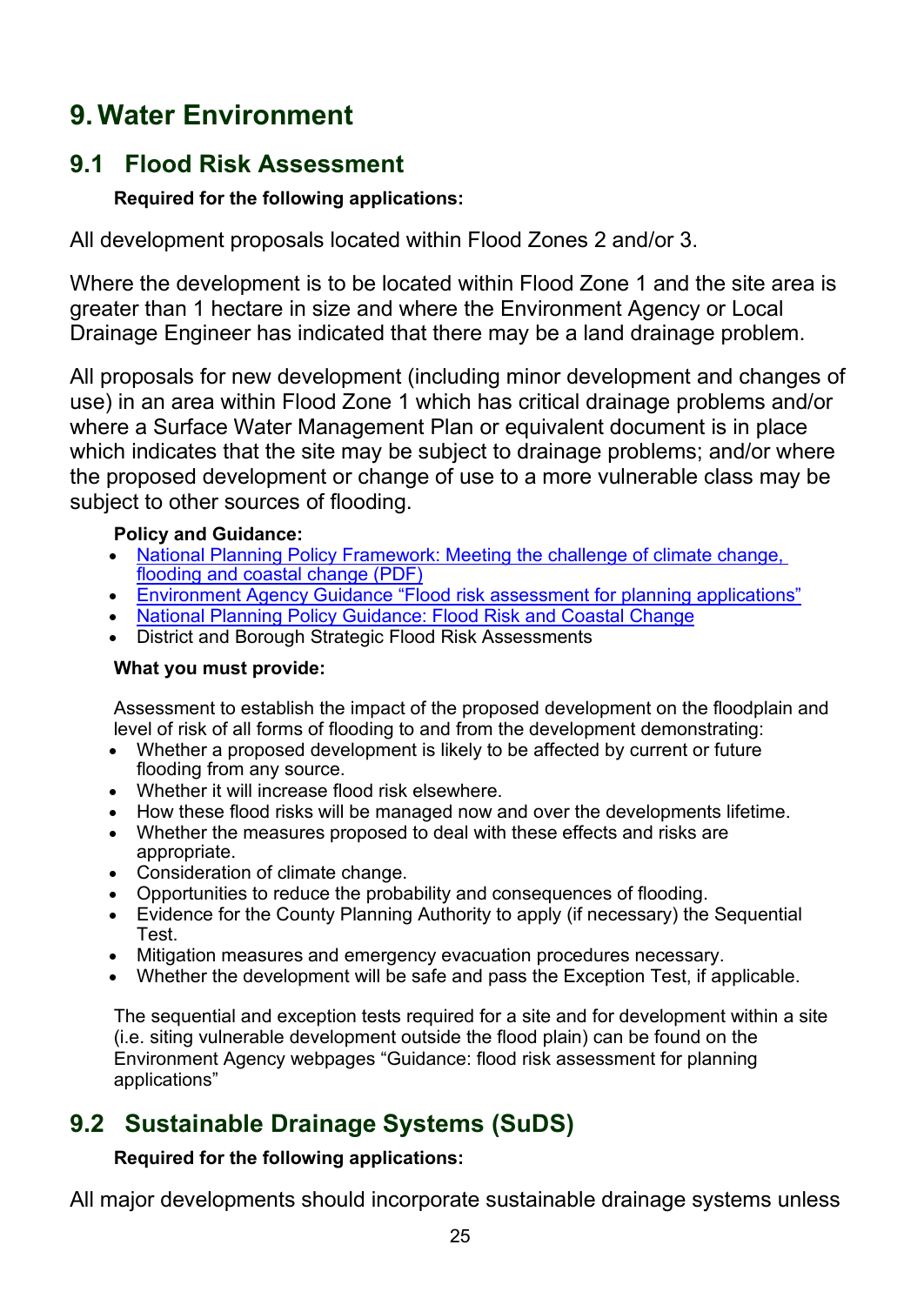# 9. Water Environment

## 9.1 Flood Risk Assessment

**Required for the following applications:**

All development proposals located within Flood Zones 2 and/or 3.

Where the development is to be located within Flood Zone 1 and the site area is greater than 1 hectare in size and where the Environment Agency or Local Drainage Engineer has indicated that there may be a land drainage problem.

All proposals for new development (including minor development and changes of use) in an area within Flood Zone 1 which has critical drainage problems and/or where a Surface Water Management Plan or equivalent document is in place which indicates that the site may be subject to drainage problems; and/or where the proposed development or change of use to a more vulnerable class may be subject to other sources of flooding.

**Policy and Guidance:**

- National Planning Policy Framework: Meeting the challenge of climate change, flooding and coastal change (PDF)
- Environment Agency Guidance "Flood risk assessment for planning applications"
- National Planning Policy Guidance: Flood Risk and Coastal Change
- District and Borough Strategic Flood Risk Assessments

**What you must provide:**

Assessment to establish the impact of the proposed development on the floodplain and level of risk of all forms of flooding to and from the development demonstrating:

- Whether a proposed development is likely to be affected by current or future flooding from any source.
- Whether it will increase flood risk elsewhere.
- How these flood risks will be managed now and over the developments lifetime.
- Whether the measures proposed to deal with these effects and risks are appropriate.
- Consideration of climate change.
- Opportunities to reduce the probability and consequences of flooding.
- Evidence for the County Planning Authority to apply (if necessary) the Sequential Test.
- Mitigation measures and emergency evacuation procedures necessary.
- Whether the development will be safe and pass the Exception Test, if applicable.

The sequential and exception tests required for a site and for development within a site (i.e. siting vulnerable development outside the flood plain) can be found on the Environment Agency webpages "Guidance: flood risk assessment for planning applications"

## 9.2 Sustainable Drainage Systems (SuDS)

**Required for the following applications:**

All major developments should incorporate sustainable drainage systems unless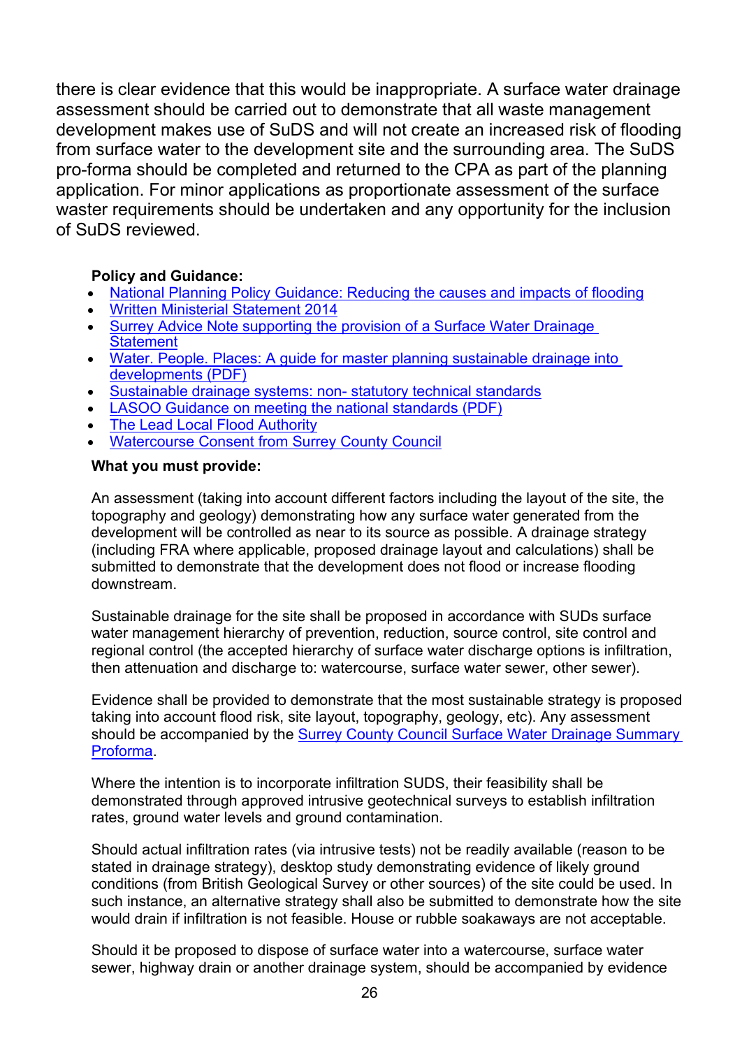there is clear evidence that this would be inappropriate. A surface water drainage assessment should be carried out to demonstrate that all waste management development makes use of SuDS and will not create an increased risk of flooding from surface water to the development site and the surrounding area. The SuDS pro-forma should be completed and returned to the CPA as part of the planning application. For minor applications as proportionate assessment of the surface waster requirements should be undertaken and any opportunity for the inclusion of SuDS reviewed.

**Policy and Guidance:**

- National Planning Policy Guidance: Reducing the causes and impacts of flooding
- Written Ministerial Statement 2014
- Surrey Advice Note supporting the provision of a Surface Water Drainage Statement
- Water. People. Places: A guide for master planning sustainable drainage into developments (PDF)
- Sustainable drainage systems: non- statutory technical standards
- LASOO Guidance on meeting the national standards (PDF)
- The Lead Local Flood Authority
- Watercourse Consent from Surrey County Council

**What you must provide:**

An assessment (taking into account different factors including the layout of the site, the topography and geology) demonstrating how any surface water generated from the development will be controlled as near to its source as possible. A drainage strategy (including FRA where applicable, proposed drainage layout and calculations) shall be submitted to demonstrate that the development does not flood or increase flooding downstream.

Sustainable drainage for the site shall be proposed in accordance with SUDs surface water management hierarchy of prevention, reduction, source control, site control and regional control (the accepted hierarchy of surface water discharge options is infiltration, then attenuation and discharge to: watercourse, surface water sewer, other sewer).

Evidence shall be provided to demonstrate that the most sustainable strategy is proposed taking into account flood risk, site layout, topography, geology, etc). Any assessment should be accompanied by the Surrey County Council Surface Water Drainage Summary Proforma.

Where the intention is to incorporate infiltration SUDS, their feasibility shall be demonstrated through approved intrusive geotechnical surveys to establish infiltration rates, ground water levels and ground contamination.

Should actual infiltration rates (via intrusive tests) not be readily available (reason to be stated in drainage strategy), desktop study demonstrating evidence of likely ground conditions (from British Geological Survey or other sources) of the site could be used. In such instance, an alternative strategy shall also be submitted to demonstrate how the site would drain if infiltration is not feasible. House or rubble soakaways are not acceptable.

Should it be proposed to dispose of surface water into a watercourse, surface water sewer, highway drain or another drainage system, should be accompanied by evidence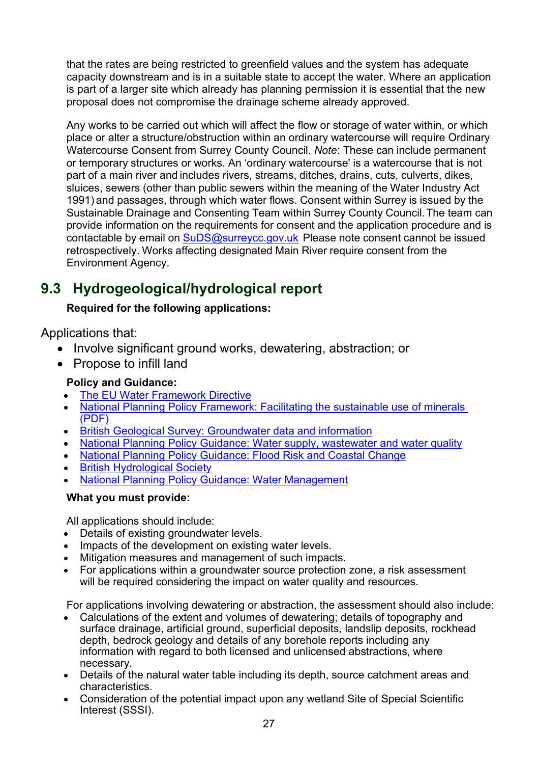that the rates are being restricted to greenfield values and the system has adequate capacity downstream and is in a suitable state to accept the water. Where an application is part of a larger site which already has planning permission it is essential that the new proposal does not compromise the drainage scheme already approved.

Any works to be carried out which will affect the flow or storage of water within, or which place or alter a structure/obstruction within an ordinary watercourse will require Ordinary Watercourse Consent from Surrey County Council. *Note*: These can include permanent or temporary structures or works. An 'ordinary watercourse' is a watercourse that is not part of a main river and includes rivers, streams, ditches, drains, cuts, culverts, dikes, sluices, sewers (other than public sewers within the meaning of the Water Industry Act 1991) and passages, through which water flows. Consent within Surrey is issued by the Sustainable Drainage and Consenting Team within Surrey County Council. The team can provide information on the requirements for consent and the application procedure and is contactable by email on [SuDS@surreycc.gov.uk](mailto:SuDS@surreycc.gov.uk) Please note consent cannot be issued retrospectively. Works affecting designated Main River require consent from the Environment Agency.

## 9.3 Hydrogeological/hydrological report

**Required for the following applications:**

Applications that:

- Involve significant ground works, dewatering, abstraction; or
- Propose to infill land

**Policy and Guidance:**

- The EU Water Framework Directive
- National Planning Policy Framework: Facilitating the sustainable use of minerals (PDF)
- British Geological Survey: Groundwater data and information
- National Planning Policy Guidance: Water supply, wastewater and water quality
- National Planning Policy Guidance: Flood Risk and Coastal Change
- British Hydrological Society
- National Planning Policy Guidance: Water Management

**What you must provide:**

All applications should include:

- Details of existing groundwater levels.
- Impacts of the development on existing water levels.
- Mitigation measures and management of such impacts.
- For applications within a groundwater source protection zone, a risk assessment will be required considering the impact on water quality and resources.

For applications involving dewatering or abstraction, the assessment should also include:

- Calculations of the extent and volumes of dewatering; details of topography and surface drainage, artificial ground, superficial deposits, landslip deposits, rockhead depth, bedrock geology and details of any borehole reports including any information with regard to both licensed and unlicensed abstractions, where necessary.
- Details of the natural water table including its depth, source catchment areas and characteristics.
- Consideration of the potential impact upon any wetland Site of Special Scientific Interest (SSSI).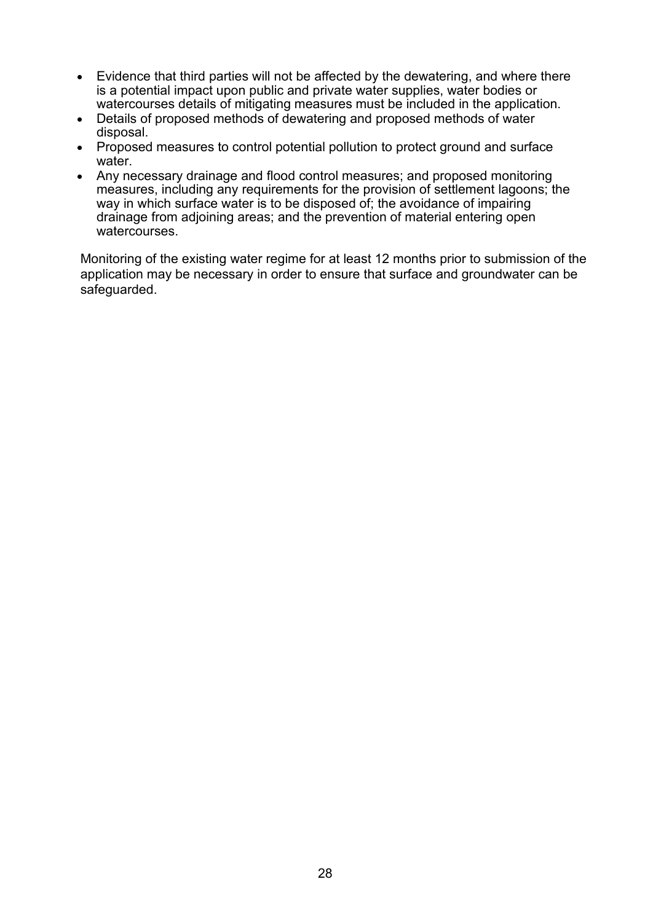- Evidence that third parties will not be affected by the dewatering, and where there is a potential impact upon public and private water supplies, water bodies or watercourses details of mitigating measures must be included in the application.
- Details of proposed methods of dewatering and proposed methods of water disposal.
- Proposed measures to control potential pollution to protect ground and surface water.
- Any necessary drainage and flood control measures; and proposed monitoring measures, including any requirements for the provision of settlement lagoons; the way in which surface water is to be disposed of; the avoidance of impairing drainage from adjoining areas; and the prevention of material entering open watercourses.

Monitoring of the existing water regime for at least 12 months prior to submission of the application may be necessary in order to ensure that surface and groundwater can be safeguarded.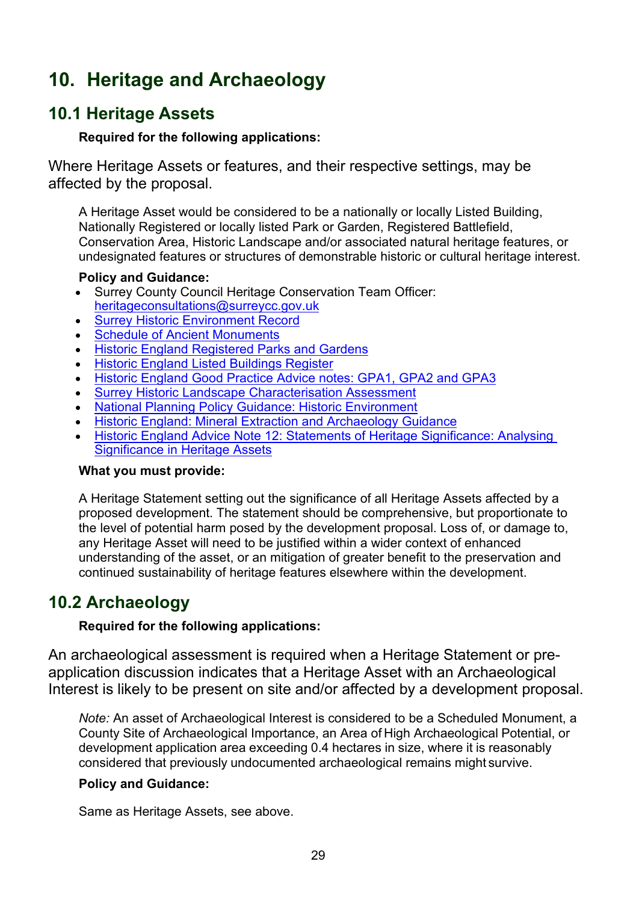# 10. Heritage and Archaeology

## 10.1 Heritage Assets

**Required for the following applications:**

Where Heritage Assets or features, and their respective settings, may be affected by the proposal.

A Heritage Asset would be considered to be a nationally or locally Listed Building, Nationally Registered or locally listed Park or Garden, Registered Battlefield, Conservation Area, Historic Landscape and/or associated natural heritage features, or undesignated features or structures of demonstrable historic or cultural heritage interest.

**Policy and Guidance:**

- Surrey County Council Heritage Conservation Team Officer: heritageconsultations@surreycc.gov.uk
- Surrey Historic Environment Record
- Schedule of Ancient Monuments
- Historic England Registered Parks and Gardens
- Historic England Listed Buildings Register
- Historic England Good Practice Advice notes: GPA1, GPA2 and GPA3
- Surrey Historic Landscape Characterisation Assessment
- National Planning Policy Guidance: Historic Environment
- Historic England: Mineral Extraction and Archaeology Guidance
- Historic England Advice Note 12: Statements of Heritage Significance: Analysing Significance in Heritage Assets

**What you must provide:**

A Heritage Statement setting out the significance of all Heritage Assets affected by a proposed development. The statement should be comprehensive, but proportionate to the level of potential harm posed by the development proposal. Loss of, or damage to, any Heritage Asset will need to be justified within a wider context of enhanced understanding of the asset, or an mitigation of greater benefit to the preservation and continued sustainability of heritage features elsewhere within the development.

## 10.2 Archaeology

**Required for the following applications:**

An archaeological assessment is required when a Heritage Statement or pre-application discussion indicates that a Heritage Asset with an Archaeological Interest is likely to be present on site and/or affected by a development proposal.

*Note:* An asset of Archaeological Interest is considered to be a Scheduled Monument, a County Site of Archaeological Importance, an Area of High Archaeological Potential, or development application area exceeding 0.4 hectares in size, where it is reasonably considered that previously undocumented archaeological remains might survive.

**Policy and Guidance:**

Same as Heritage Assets, see above.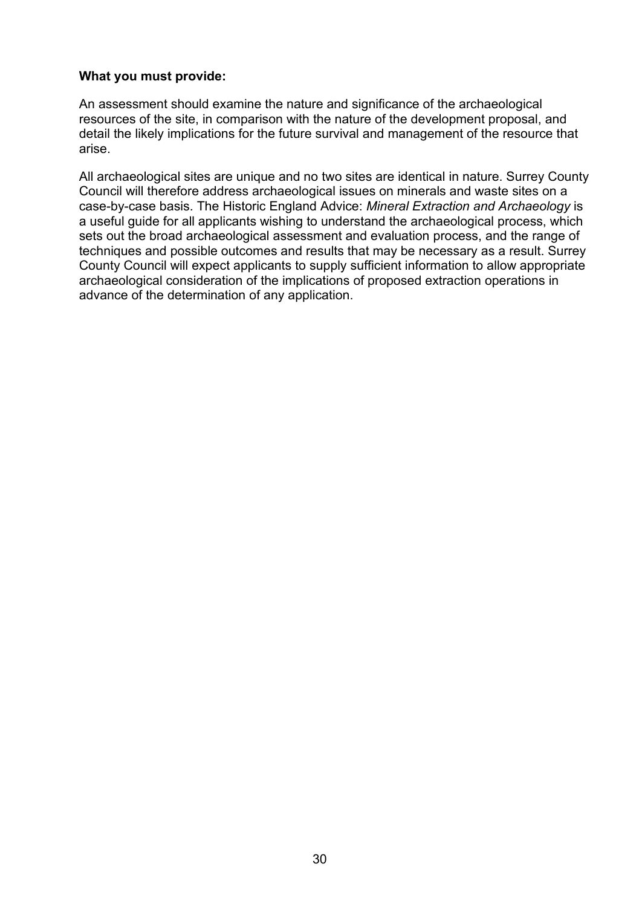**What you must provide:**

An assessment should examine the nature and significance of the archaeological resources of the site, in comparison with the nature of the development proposal, and detail the likely implications for the future survival and management of the resource that arise.

All archaeological sites are unique and no two sites are identical in nature. Surrey County Council will therefore address archaeological issues on minerals and waste sites on a case-by-case basis. The Historic England Advice: *Mineral Extraction and Archaeology* is a useful guide for all applicants wishing to understand the archaeological process, which sets out the broad archaeological assessment and evaluation process, and the range of techniques and possible outcomes and results that may be necessary as a result. Surrey County Council will expect applicants to supply sufficient information to allow appropriate archaeological consideration of the implications of proposed extraction operations in advance of the determination of any application.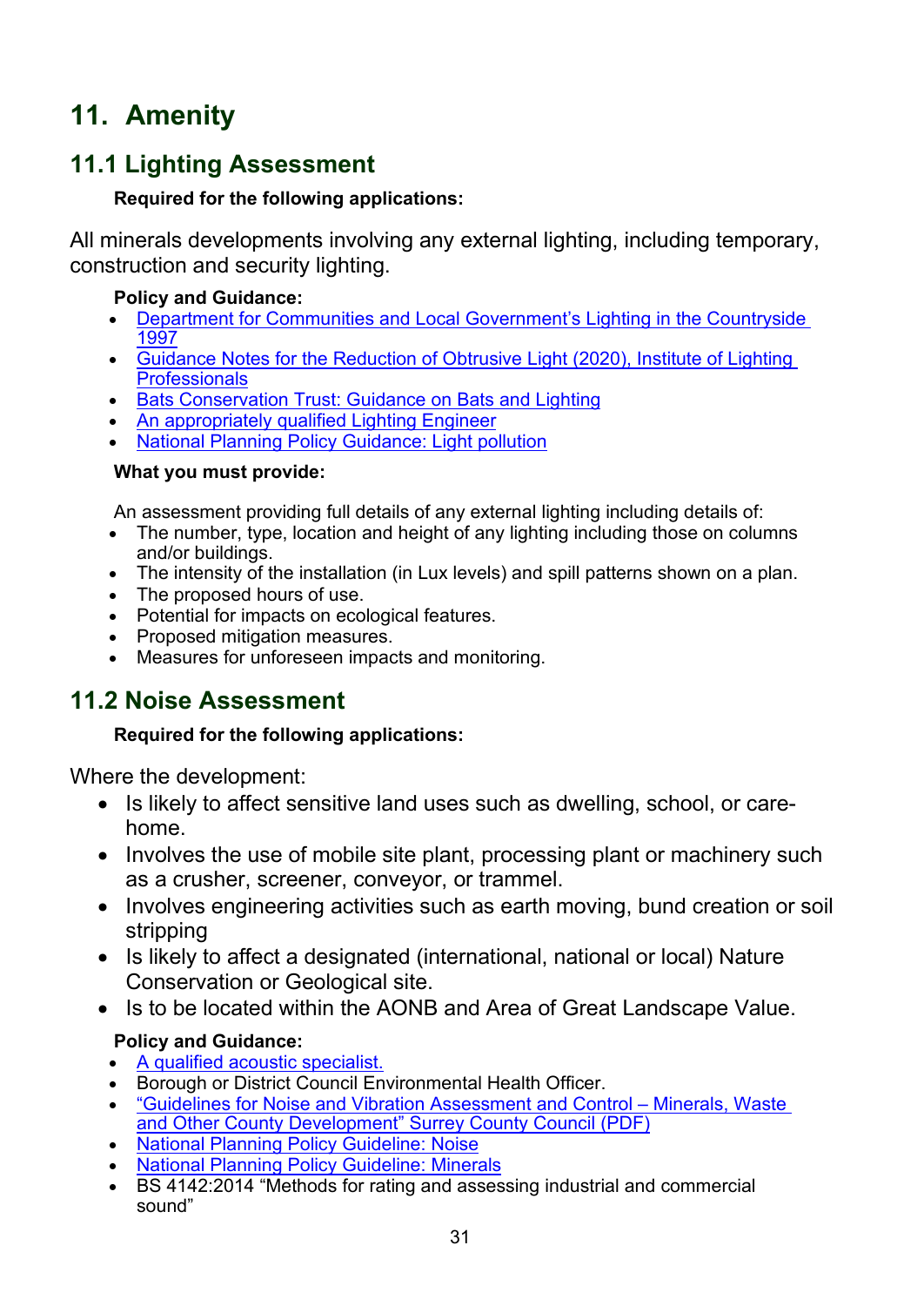# 11. Amenity

## 11.1 Lighting Assessment

**Required for the following applications:**

All minerals developments involving any external lighting, including temporary, construction and security lighting.

**Policy and Guidance:**

- Department for Communities and Local Government's Lighting in the Countryside 1997
- Guidance Notes for the Reduction of Obtrusive Light (2020), Institute of Lighting Professionals
- Bats Conservation Trust: Guidance on Bats and Lighting
- An appropriately qualified Lighting Engineer
- National Planning Policy Guidance: Light pollution

**What you must provide:**

An assessment providing full details of any external lighting including details of:

- The number, type, location and height of any lighting including those on columns and/or buildings.
- The intensity of the installation (in Lux levels) and spill patterns shown on a plan.
- The proposed hours of use.
- Potential for impacts on ecological features.
- Proposed mitigation measures.
- Measures for unforeseen impacts and monitoring.

## 11.2 Noise Assessment

**Required for the following applications:**

Where the development:

- Is likely to affect sensitive land uses such as dwelling, school, or care-home.
- Involves the use of mobile site plant, processing plant or machinery such as a crusher, screener, conveyor, or trammel.
- Involves engineering activities such as earth moving, bund creation or soil stripping
- Is likely to affect a designated (international, national or local) Nature Conservation or Geological site.
- Is to be located within the AONB and Area of Great Landscape Value.

**Policy and Guidance:**

- A qualified acoustic specialist.
- Borough or District Council Environmental Health Officer.
- "Guidelines for Noise and Vibration Assessment and Control – Minerals, Waste and Other County Development" Surrey County Council (PDF)
- National Planning Policy Guideline: Noise
- National Planning Policy Guideline: Minerals
- BS 4142:2014 "Methods for rating and assessing industrial and commercial sound"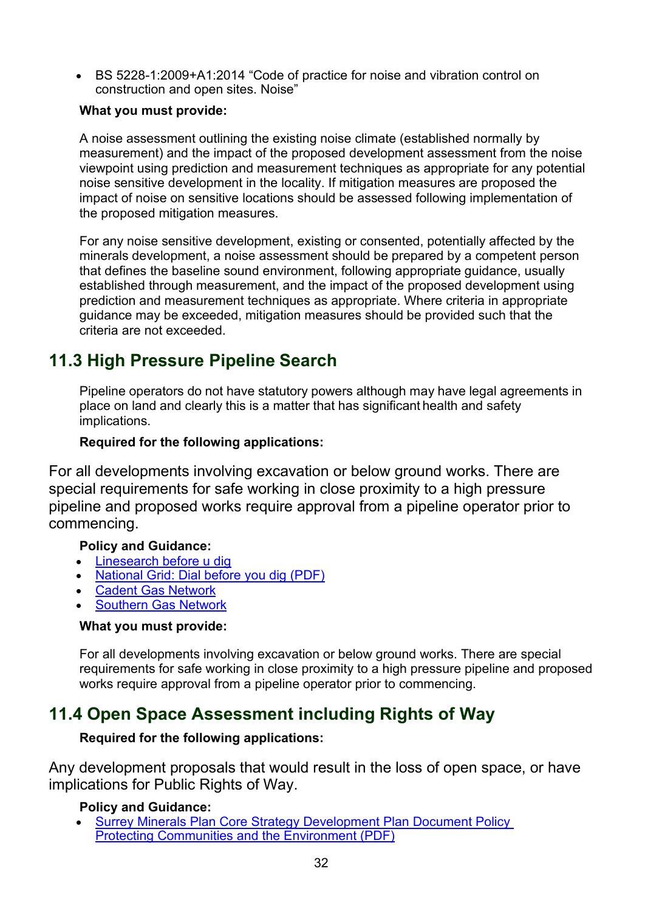- BS 5228-1:2009+A1:2014 "Code of practice for noise and vibration control on construction and open sites. Noise"

**What you must provide:**

A noise assessment outlining the existing noise climate (established normally by measurement) and the impact of the proposed development assessment from the noise viewpoint using prediction and measurement techniques as appropriate for any potential noise sensitive development in the locality. If mitigation measures are proposed the impact of noise on sensitive locations should be assessed following implementation of the proposed mitigation measures.

For any noise sensitive development, existing or consented, potentially affected by the minerals development, a noise assessment should be prepared by a competent person that defines the baseline sound environment, following appropriate guidance, usually established through measurement, and the impact of the proposed development using prediction and measurement techniques as appropriate. Where criteria in appropriate guidance may be exceeded, mitigation measures should be provided such that the criteria are not exceeded.

## 11.3 High Pressure Pipeline Search

Pipeline operators do not have statutory powers although may have legal agreements in place on land and clearly this is a matter that has significant health and safety implications.

**Required for the following applications:**

For all developments involving excavation or below ground works. There are special requirements for safe working in close proximity to a high pressure pipeline and proposed works require approval from a pipeline operator prior to commencing.

**Policy and Guidance:**

- Linesearch before u dig
- National Grid: Dial before you dig (PDF)
- Cadent Gas Network
- Southern Gas Network

**What you must provide:**

For all developments involving excavation or below ground works. There are special requirements for safe working in close proximity to a high pressure pipeline and proposed works require approval from a pipeline operator prior to commencing.

## 11.4 Open Space Assessment including Rights of Way

**Required for the following applications:**

Any development proposals that would result in the loss of open space, or have implications for Public Rights of Way.

**Policy and Guidance:**

- Surrey Minerals Plan Core Strategy Development Plan Document Policy Protecting Communities and the Environment (PDF)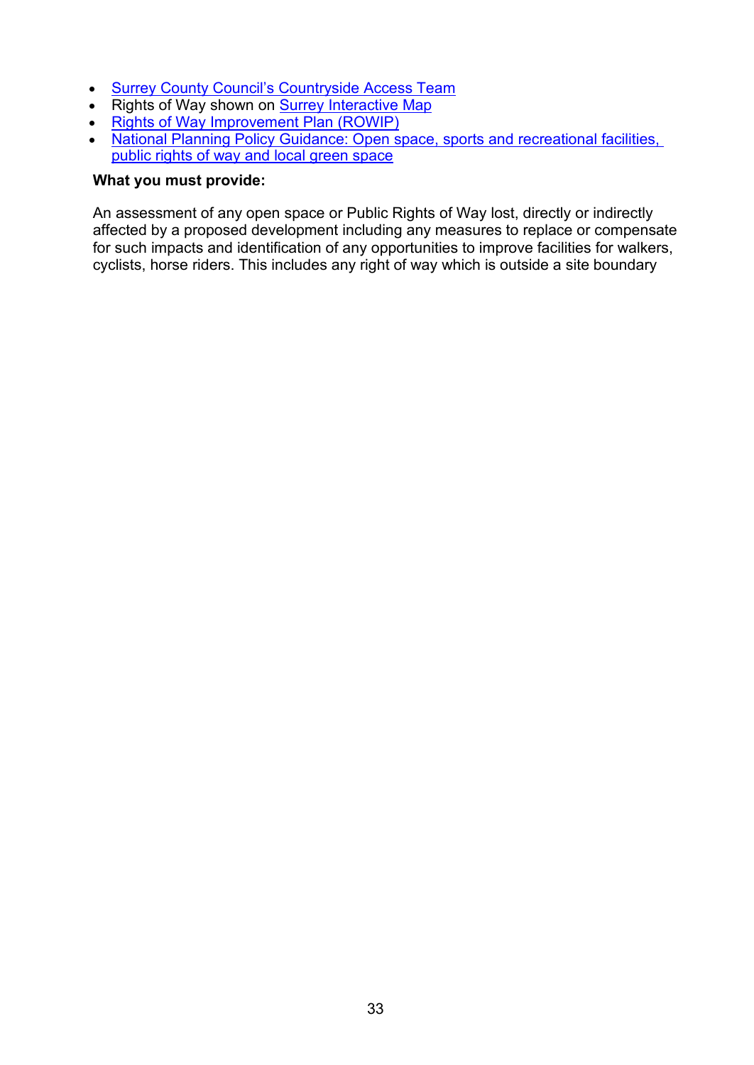- Surrey County Council's Countryside Access Team
- Rights of Way shown on Surrey Interactive Map
- Rights of Way Improvement Plan (ROWIP)
- National Planning Policy Guidance: Open space, sports and recreational facilities, public rights of way and local green space

**What you must provide:**

An assessment of any open space or Public Rights of Way lost, directly or indirectly affected by a proposed development including any measures to replace or compensate for such impacts and identification of any opportunities to improve facilities for walkers, cyclists, horse riders. This includes any right of way which is outside a site boundary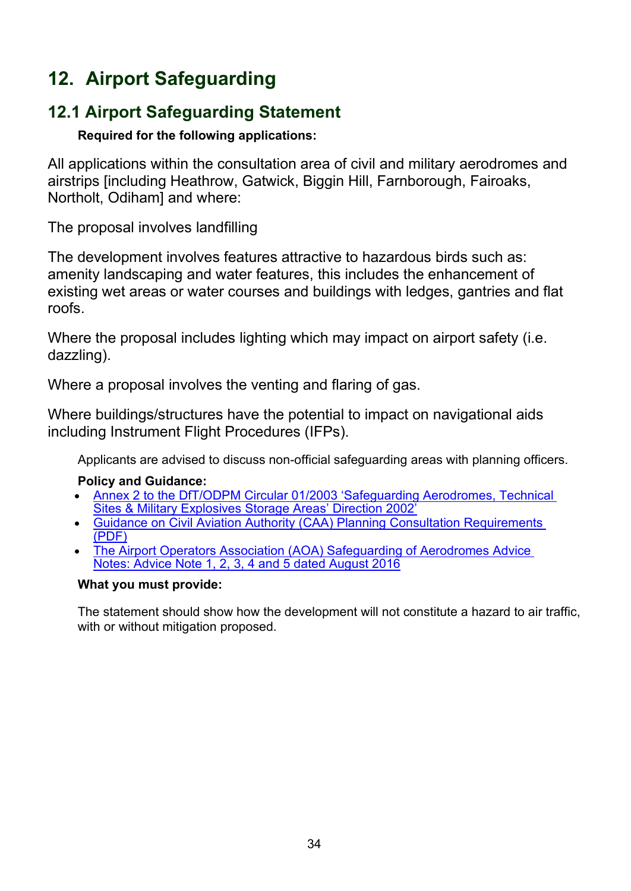# 12. Airport Safeguarding

## 12.1 Airport Safeguarding Statement

**Required for the following applications:**

All applications within the consultation area of civil and military aerodromes and airstrips [including Heathrow, Gatwick, Biggin Hill, Farnborough, Fairoaks, Northolt, Odiham] and where:

The proposal involves landfilling

The development involves features attractive to hazardous birds such as: amenity landscaping and water features, this includes the enhancement of existing wet areas or water courses and buildings with ledges, gantries and flat roofs.

Where the proposal includes lighting which may impact on airport safety (i.e. dazzling).

Where a proposal involves the venting and flaring of gas.

Where buildings/structures have the potential to impact on navigational aids including Instrument Flight Procedures (IFPs).

Applicants are advised to discuss non-official safeguarding areas with planning officers.

**Policy and Guidance:**

- Annex 2 to the DfT/ODPM Circular 01/2003 'Safeguarding Aerodromes, Technical Sites & Military Explosives Storage Areas' Direction 2002'
- Guidance on Civil Aviation Authority (CAA) Planning Consultation Requirements (PDF)
- The Airport Operators Association (AOA) Safeguarding of Aerodromes Advice Notes: Advice Note 1, 2, 3, 4 and 5 dated August 2016

**What you must provide:**

The statement should show how the development will not constitute a hazard to air traffic, with or without mitigation proposed.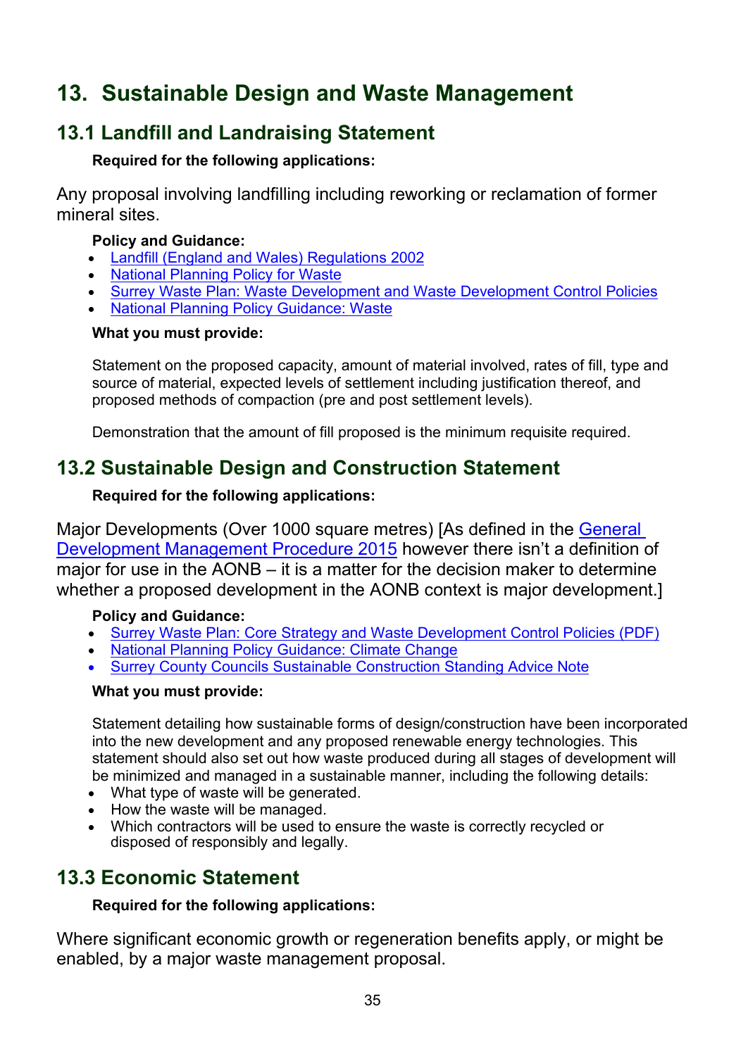# 13. Sustainable Design and Waste Management

## 13.1 Landfill and Landraising Statement

**Required for the following applications:**

Any proposal involving landfilling including reworking or reclamation of former mineral sites.

**Policy and Guidance:**

- Landfill (England and Wales) Regulations 2002
- National Planning Policy for Waste
- Surrey Waste Plan: Waste Development and Waste Development Control Policies
- National Planning Policy Guidance: Waste

**What you must provide:**

Statement on the proposed capacity, amount of material involved, rates of fill, type and source of material, expected levels of settlement including justification thereof, and proposed methods of compaction (pre and post settlement levels).

Demonstration that the amount of fill proposed is the minimum requisite required.

## 13.2 Sustainable Design and Construction Statement

**Required for the following applications:**

Major Developments (Over 1000 square metres) [As defined in the General Development Management Procedure 2015 however there isn't a definition of major for use in the AONB – it is a matter for the decision maker to determine whether a proposed development in the AONB context is major development.]

**Policy and Guidance:**

- Surrey Waste Plan: Core Strategy and Waste Development Control Policies (PDF)
- National Planning Policy Guidance: Climate Change
- Surrey County Councils Sustainable Construction Standing Advice Note

**What you must provide:**

Statement detailing how sustainable forms of design/construction have been incorporated into the new development and any proposed renewable energy technologies. This statement should also set out how waste produced during all stages of development will be minimized and managed in a sustainable manner, including the following details:

- What type of waste will be generated.
- How the waste will be managed.
- Which contractors will be used to ensure the waste is correctly recycled or disposed of responsibly and legally.

## 13.3 Economic Statement

**Required for the following applications:**

Where significant economic growth or regeneration benefits apply, or might be enabled, by a major waste management proposal.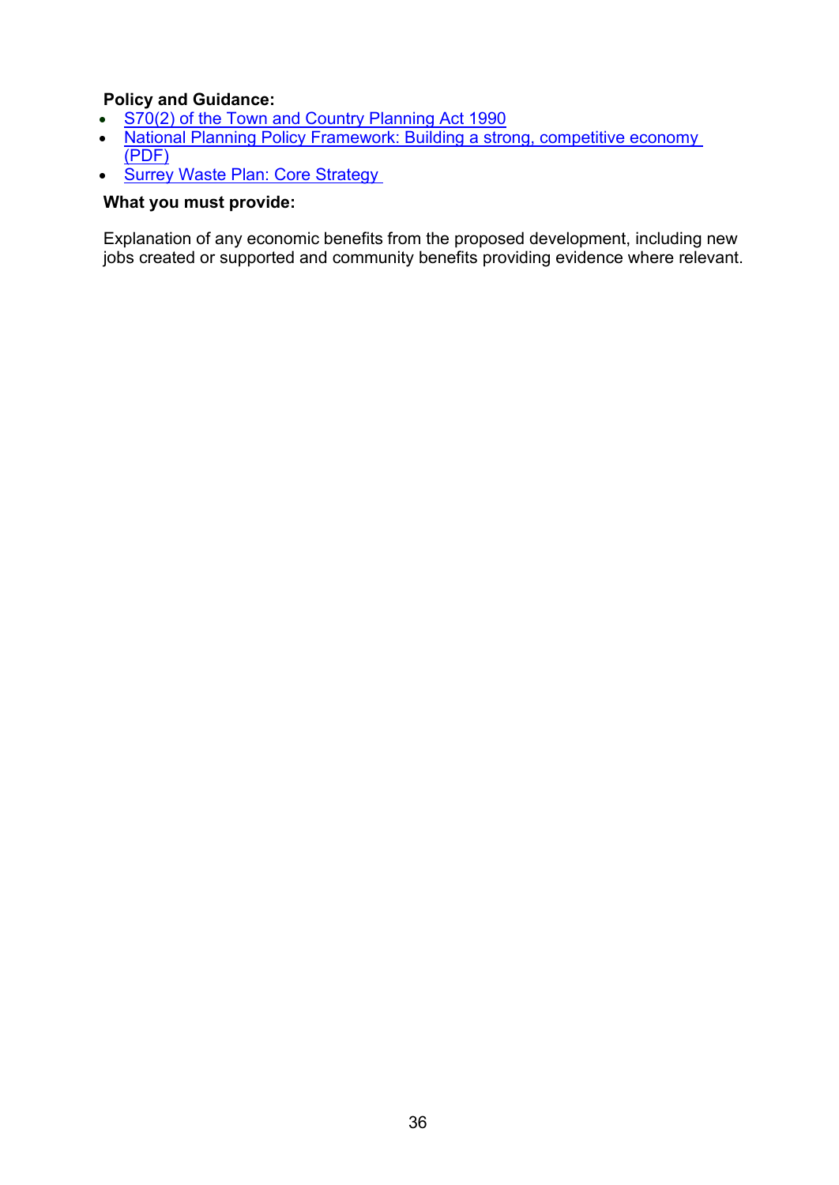**Policy and Guidance:**

- [S70(2) of the Town and Country Planning Act 1990]
- [National Planning Policy Framework: Building a strong, competitive economy (PDF)]
- [Surrey Waste Plan: Core Strategy]

**What you must provide:**

Explanation of any economic benefits from the proposed development, including new jobs created or supported and community benefits providing evidence where relevant.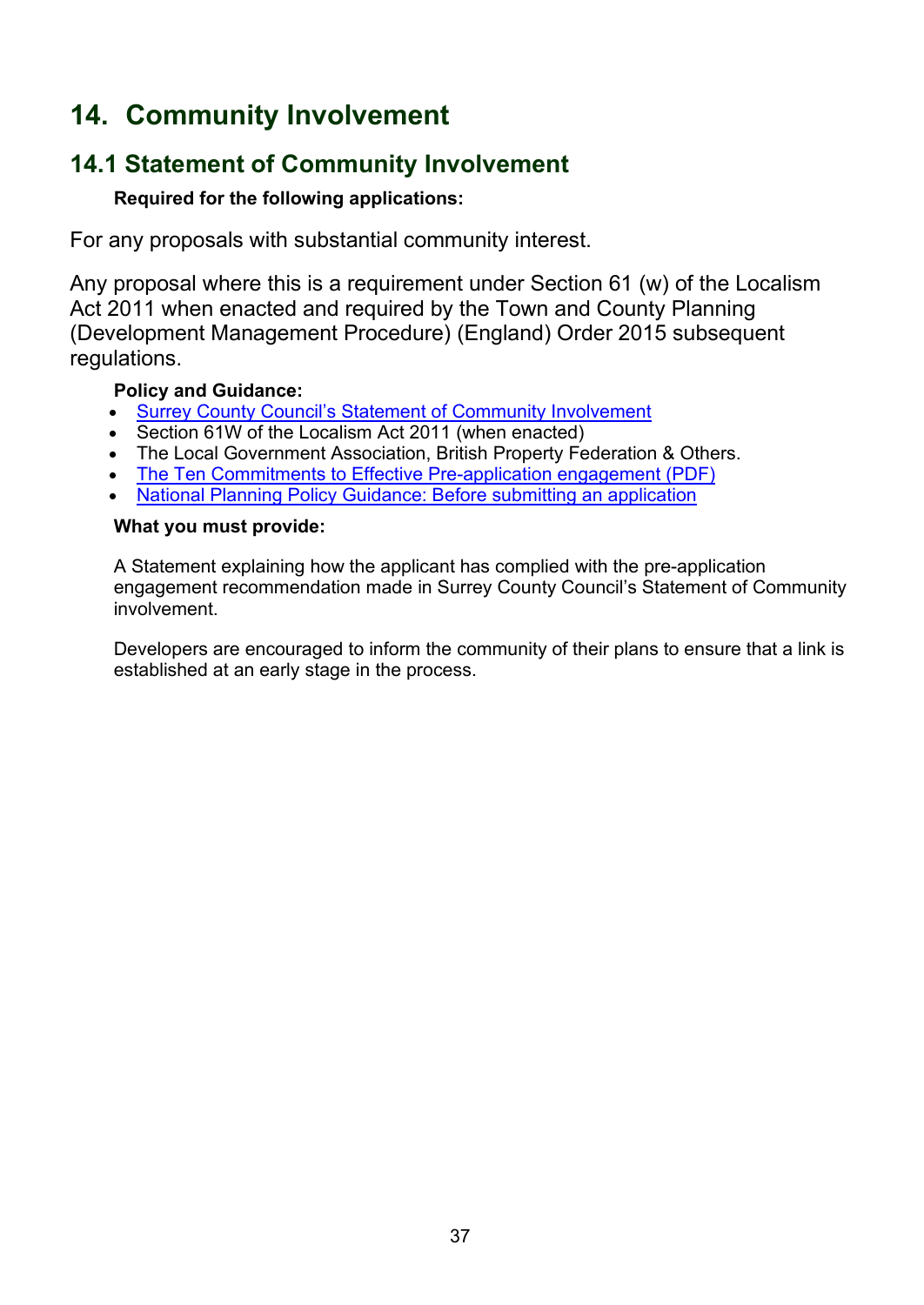# 14. Community Involvement

## 14.1 Statement of Community Involvement

**Required for the following applications:**

For any proposals with substantial community interest.

Any proposal where this is a requirement under Section 61 (w) of the Localism Act 2011 when enacted and required by the Town and County Planning (Development Management Procedure) (England) Order 2015 subsequent regulations.

**Policy and Guidance:**

- Surrey County Council's Statement of Community Involvement
- Section 61W of the Localism Act 2011 (when enacted)
- The Local Government Association, British Property Federation & Others.
- The Ten Commitments to Effective Pre-application engagement (PDF)
- National Planning Policy Guidance: Before submitting an application

**What you must provide:**

A Statement explaining how the applicant has complied with the pre-application engagement recommendation made in Surrey County Council's Statement of Community involvement.

Developers are encouraged to inform the community of their plans to ensure that a link is established at an early stage in the process.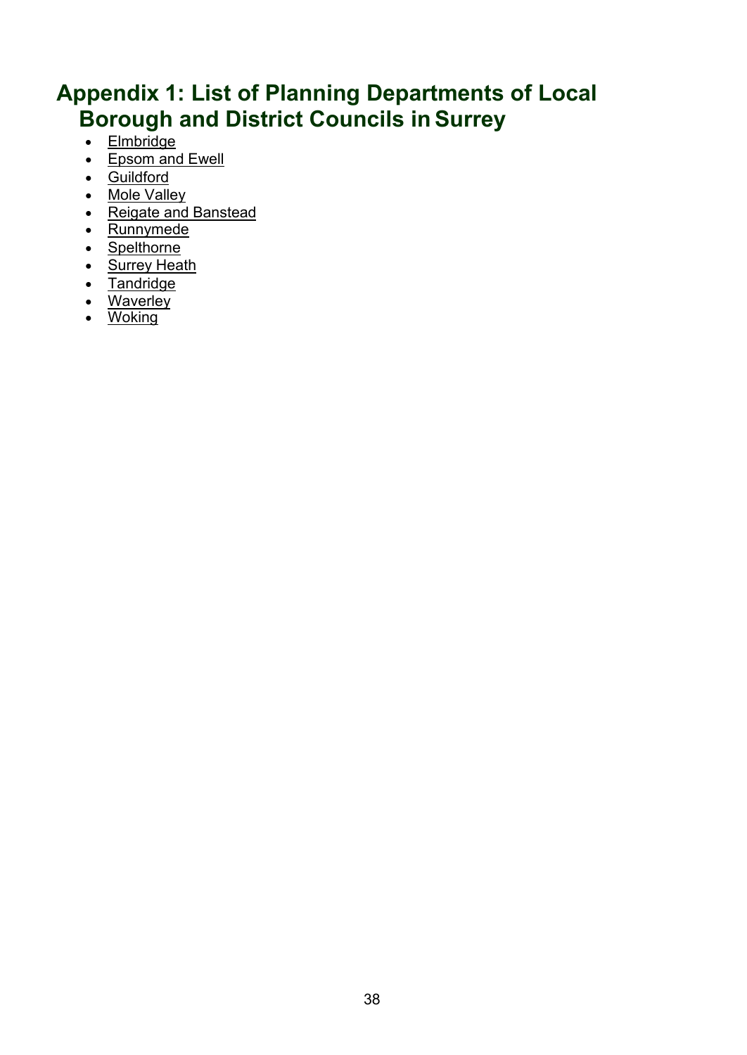# Appendix 1: List of Planning Departments of Local Borough and District Councils in Surrey

- Elmbridge
- Epsom and Ewell
- Guildford
- Mole Valley
- Reigate and Banstead
- Runnymede
- Spelthorne
- Surrey Heath
- Tandridge
- Waverley
- Woking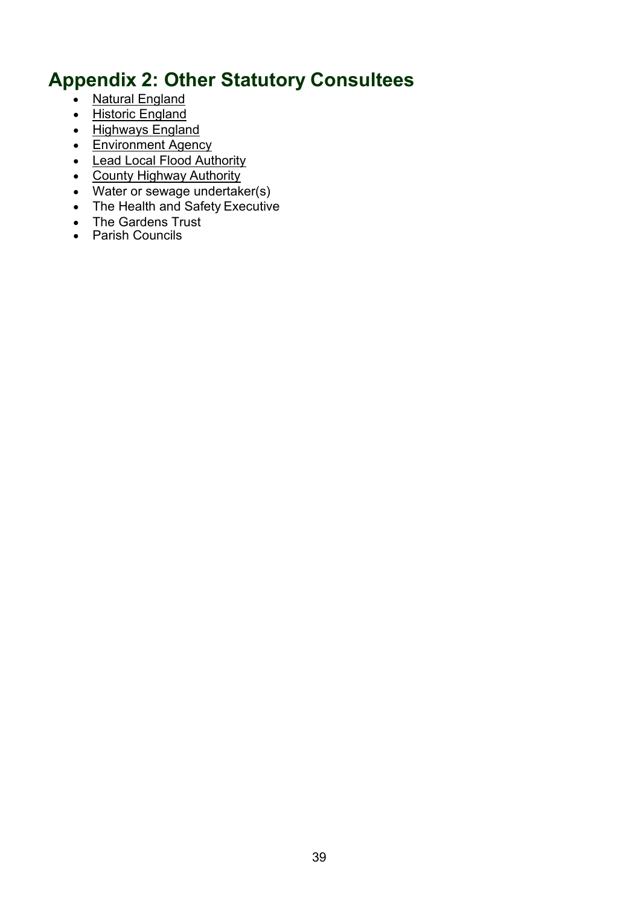# Appendix 2: Other Statutory Consultees

- Natural England
- Historic England
- Highways England
- Environment Agency
- Lead Local Flood Authority
- County Highway Authority
- Water or sewage undertaker(s)
- The Health and Safety Executive
- The Gardens Trust
- Parish Councils